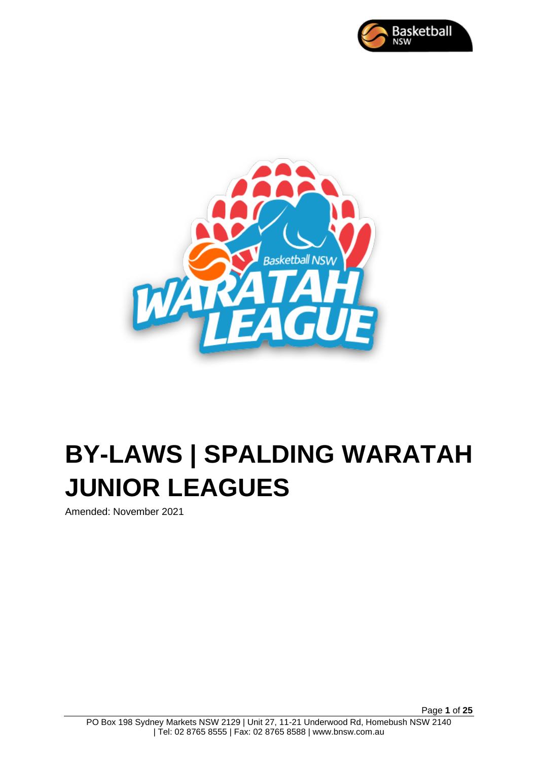# BY-LAWS | SPALDING WARATAH JUNIOR LEAGUES

Amended: November 2021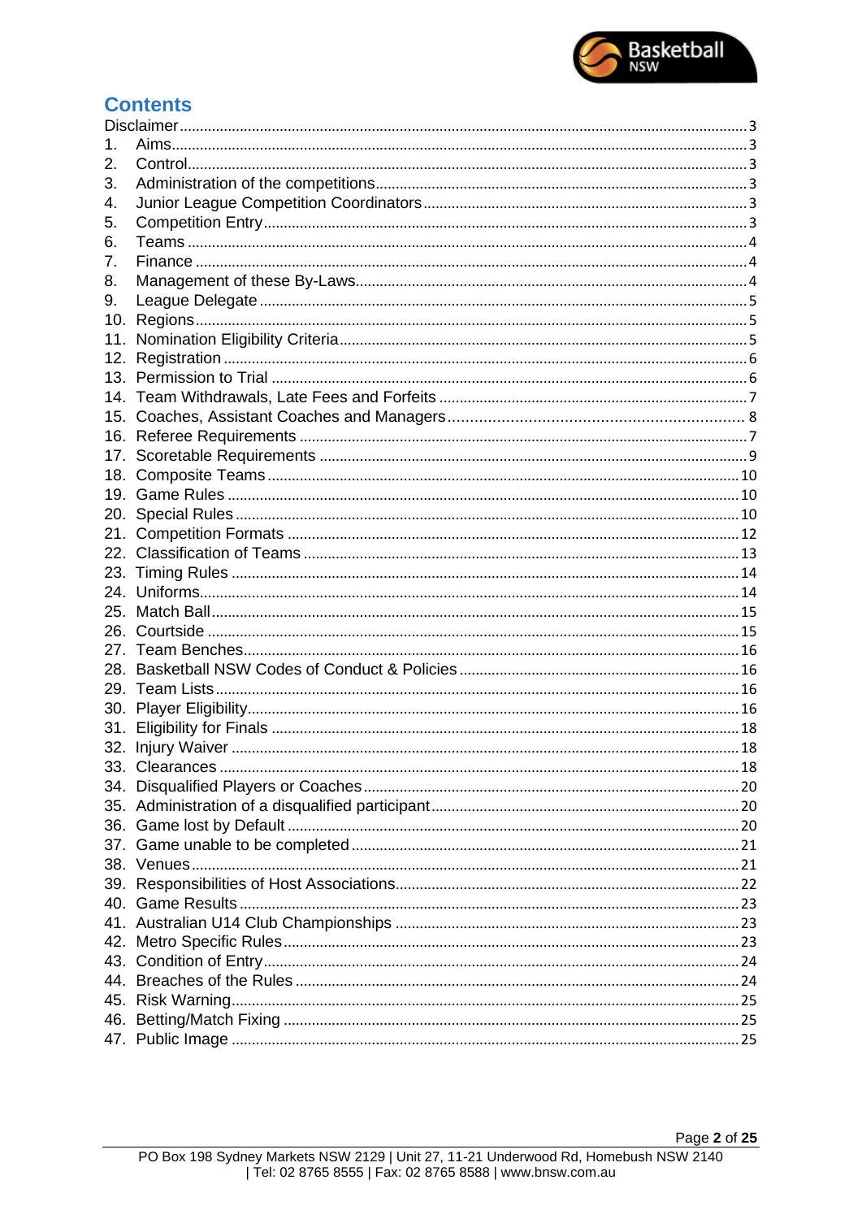# Contents

Disclaimer ........ 3

1. Aims ........ 3
2. Control ........ 3
3. Administration of the competitions ........ 3
4. Junior League Competition Coordinators ........ 3
5. Competition Entry ........ 3
6. Teams ........ 4
7. Finance ........ 4
8. Management of these By-Laws ........ 4
9. League Delegate ........ 5
10. Regions ........ 5
11. Nomination Eligibility Criteria ........ 5
12. Registration ........ 6
13. Permission to Trial ........ 6
14. Team Withdrawals, Late Fees and Forfeits ........ 7
15. Coaches, Assistant Coaches and Managers ........ 8
16. Referee Requirements ........ 7
17. Scoretable Requirements ........ 9
18. Composite Teams ........ 10
19. Game Rules ........ 10
20. Special Rules ........ 10
21. Competition Formats ........ 12
22. Classification of Teams ........ 13
23. Timing Rules ........ 14
24. Uniforms ........ 14
25. Match Ball ........ 15
26. Courtside ........ 15
27. Team Benches ........ 16
28. Basketball NSW Codes of Conduct & Policies ........ 16
29. Team Lists ........ 16
30. Player Eligibility ........ 16
31. Eligibility for Finals ........ 18
32. Injury Waiver ........ 18
33. Clearances ........ 18
34. Disqualified Players or Coaches ........ 20
35. Administration of a disqualified participant ........ 20
36. Game lost by Default ........ 20
37. Game unable to be completed ........ 21
38. Venues ........ 21
39. Responsibilities of Host Associations ........ 22
40. Game Results ........ 23
41. Australian U14 Club Championships ........ 23
42. Metro Specific Rules ........ 23
43. Condition of Entry ........ 24
44. Breaches of the Rules ........ 24
45. Risk Warning ........ 25
46. Betting/Match Fixing ........ 25
47. Public Image ........ 25

PO Box 198 Sydney Markets NSW 2129 | Unit 27, 11-21 Underwood Rd, Homebush NSW 2140 | Tel: 02 8765 8555 | Fax: 02 8765 8588 | www.bnsw.com.au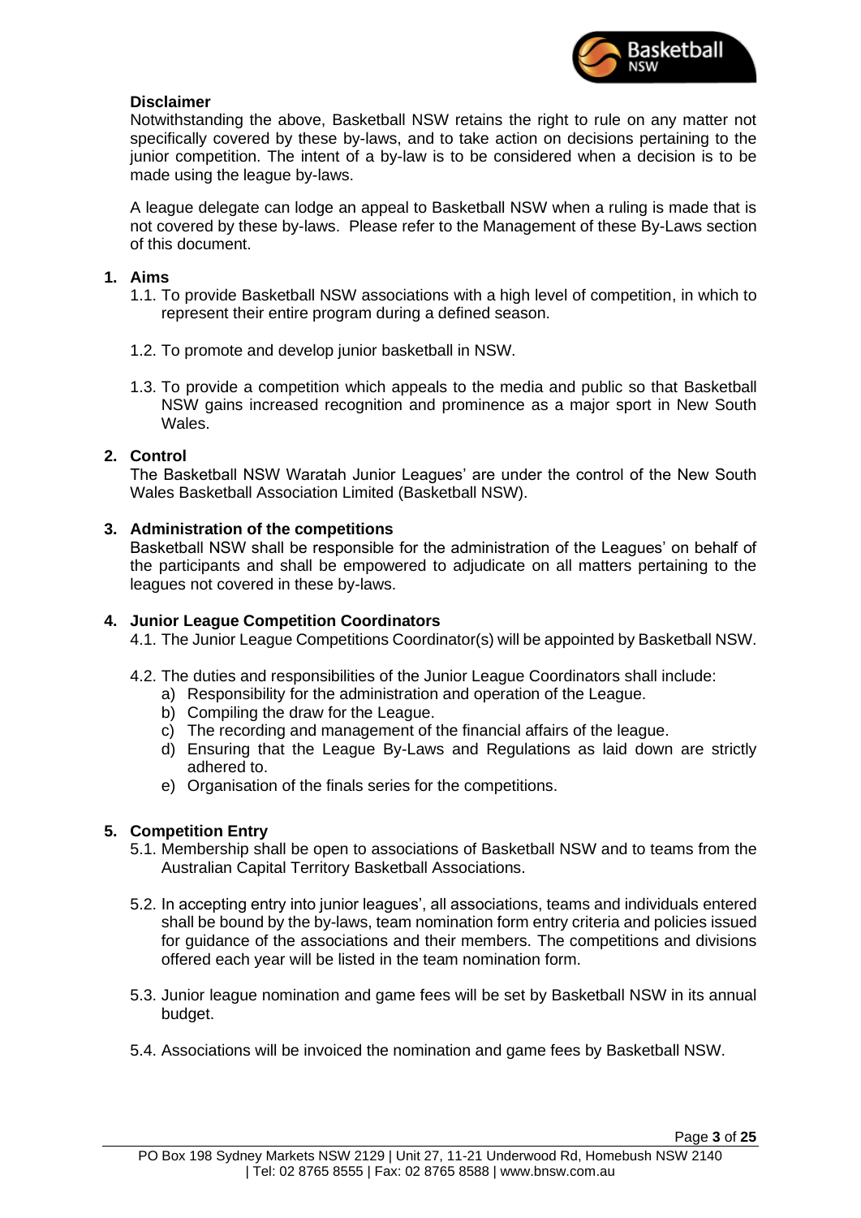**Disclaimer**

Notwithstanding the above, Basketball NSW retains the right to rule on any matter not specifically covered by these by-laws, and to take action on decisions pertaining to the junior competition. The intent of a by-law is to be considered when a decision is to be made using the league by-laws.

A league delegate can lodge an appeal to Basketball NSW when a ruling is made that is not covered by these by-laws. Please refer to the Management of these By-Laws section of this document.

## 1. Aims

1.1. To provide Basketball NSW associations with a high level of competition, in which to represent their entire program during a defined season.

1.2. To promote and develop junior basketball in NSW.

1.3. To provide a competition which appeals to the media and public so that Basketball NSW gains increased recognition and prominence as a major sport in New South Wales.

## 2. Control

The Basketball NSW Waratah Junior Leagues' are under the control of the New South Wales Basketball Association Limited (Basketball NSW).

## 3. Administration of the competitions

Basketball NSW shall be responsible for the administration of the Leagues' on behalf of the participants and shall be empowered to adjudicate on all matters pertaining to the leagues not covered in these by-laws.

## 4. Junior League Competition Coordinators

4.1. The Junior League Competitions Coordinator(s) will be appointed by Basketball NSW.

4.2. The duties and responsibilities of the Junior League Coordinators shall include:

a) Responsibility for the administration and operation of the League.
b) Compiling the draw for the League.
c) The recording and management of the financial affairs of the league.
d) Ensuring that the League By-Laws and Regulations as laid down are strictly adhered to.
e) Organisation of the finals series for the competitions.

## 5. Competition Entry

5.1. Membership shall be open to associations of Basketball NSW and to teams from the Australian Capital Territory Basketball Associations.

5.2. In accepting entry into junior leagues', all associations, teams and individuals entered shall be bound by the by-laws, team nomination form entry criteria and policies issued for guidance of the associations and their members. The competitions and divisions offered each year will be listed in the team nomination form.

5.3. Junior league nomination and game fees will be set by Basketball NSW in its annual budget.

5.4. Associations will be invoiced the nomination and game fees by Basketball NSW.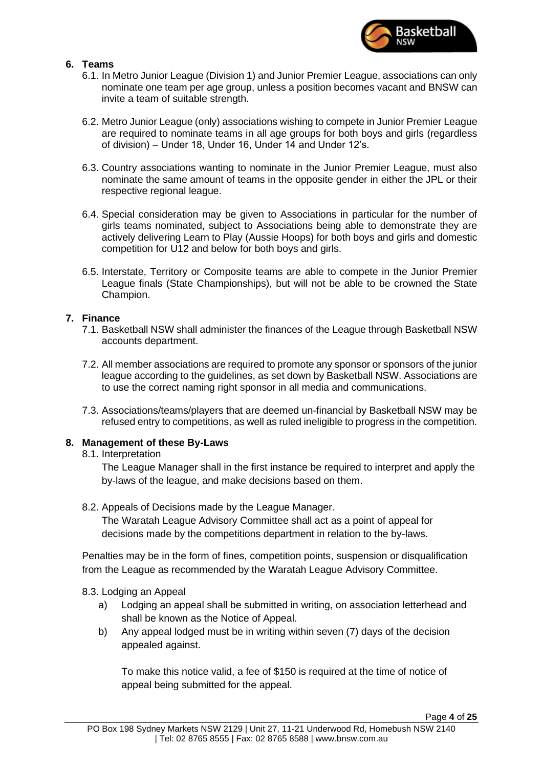## 6. Teams

6.1. In Metro Junior League (Division 1) and Junior Premier League, associations can only nominate one team per age group, unless a position becomes vacant and BNSW can invite a team of suitable strength.

6.2. Metro Junior League (only) associations wishing to compete in Junior Premier League are required to nominate teams in all age groups for both boys and girls (regardless of division) – Under 18, Under 16, Under 14 and Under 12's.

6.3. Country associations wanting to nominate in the Junior Premier League, must also nominate the same amount of teams in the opposite gender in either the JPL or their respective regional league.

6.4. Special consideration may be given to Associations in particular for the number of girls teams nominated, subject to Associations being able to demonstrate they are actively delivering Learn to Play (Aussie Hoops) for both boys and girls and domestic competition for U12 and below for both boys and girls.

6.5. Interstate, Territory or Composite teams are able to compete in the Junior Premier League finals (State Championships), but will not be able to be crowned the State Champion.

## 7. Finance

7.1. Basketball NSW shall administer the finances of the League through Basketball NSW accounts department.

7.2. All member associations are required to promote any sponsor or sponsors of the junior league according to the guidelines, as set down by Basketball NSW. Associations are to use the correct naming right sponsor in all media and communications.

7.3. Associations/teams/players that are deemed un-financial by Basketball NSW may be refused entry to competitions, as well as ruled ineligible to progress in the competition.

## 8. Management of these By-Laws

8.1. Interpretation

The League Manager shall in the first instance be required to interpret and apply the by-laws of the league, and make decisions based on them.

8.2. Appeals of Decisions made by the League Manager.

The Waratah League Advisory Committee shall act as a point of appeal for decisions made by the competitions department in relation to the by-laws.

Penalties may be in the form of fines, competition points, suspension or disqualification from the League as recommended by the Waratah League Advisory Committee.

8.3. Lodging an Appeal

a) Lodging an appeal shall be submitted in writing, on association letterhead and shall be known as the Notice of Appeal.

b) Any appeal lodged must be in writing within seven (7) days of the decision appealed against.

To make this notice valid, a fee of $150 is required at the time of notice of appeal being submitted for the appeal.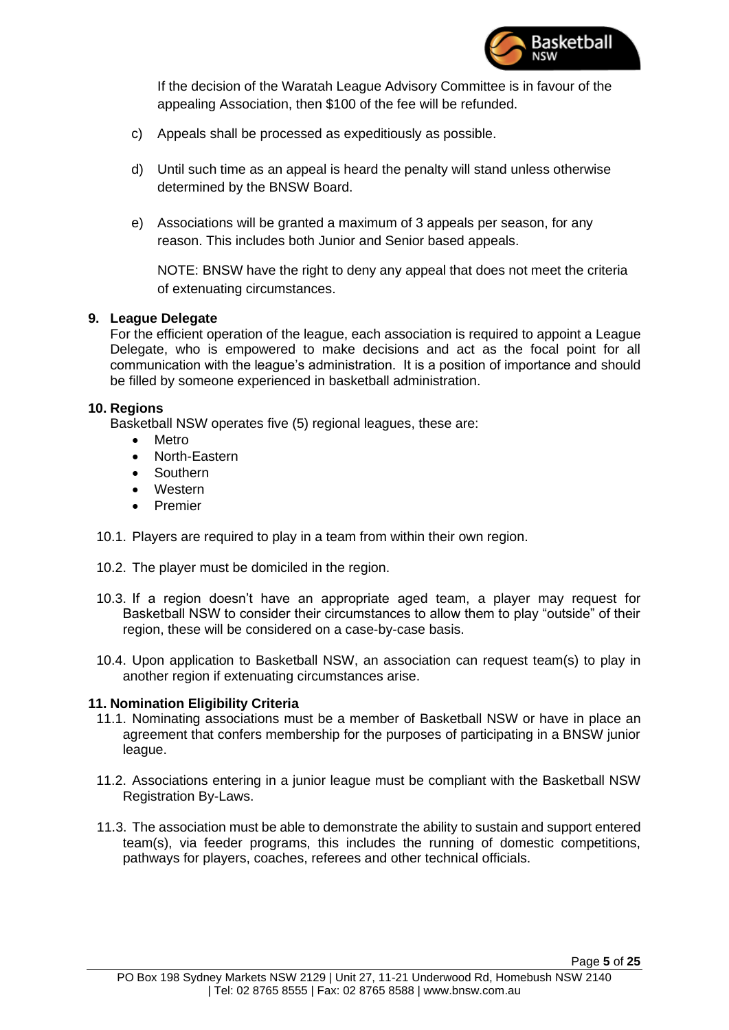If the decision of the Waratah League Advisory Committee is in favour of the appealing Association, then $100 of the fee will be refunded.

c) Appeals shall be processed as expeditiously as possible.

d) Until such time as an appeal is heard the penalty will stand unless otherwise determined by the BNSW Board.

e) Associations will be granted a maximum of 3 appeals per season, for any reason. This includes both Junior and Senior based appeals.

NOTE: BNSW have the right to deny any appeal that does not meet the criteria of extenuating circumstances.

## 9. League Delegate

For the efficient operation of the league, each association is required to appoint a League Delegate, who is empowered to make decisions and act as the focal point for all communication with the league's administration. It is a position of importance and should be filled by someone experienced in basketball administration.

## 10. Regions

Basketball NSW operates five (5) regional leagues, these are:

- Metro
- North-Eastern
- Southern
- Western
- Premier

10.1. Players are required to play in a team from within their own region.

10.2. The player must be domiciled in the region.

10.3. If a region doesn't have an appropriate aged team, a player may request for Basketball NSW to consider their circumstances to allow them to play "outside" of their region, these will be considered on a case-by-case basis.

10.4. Upon application to Basketball NSW, an association can request team(s) to play in another region if extenuating circumstances arise.

## 11. Nomination Eligibility Criteria

11.1. Nominating associations must be a member of Basketball NSW or have in place an agreement that confers membership for the purposes of participating in a BNSW junior league.

11.2. Associations entering in a junior league must be compliant with the Basketball NSW Registration By-Laws.

11.3. The association must be able to demonstrate the ability to sustain and support entered team(s), via feeder programs, this includes the running of domestic competitions, pathways for players, coaches, referees and other technical officials.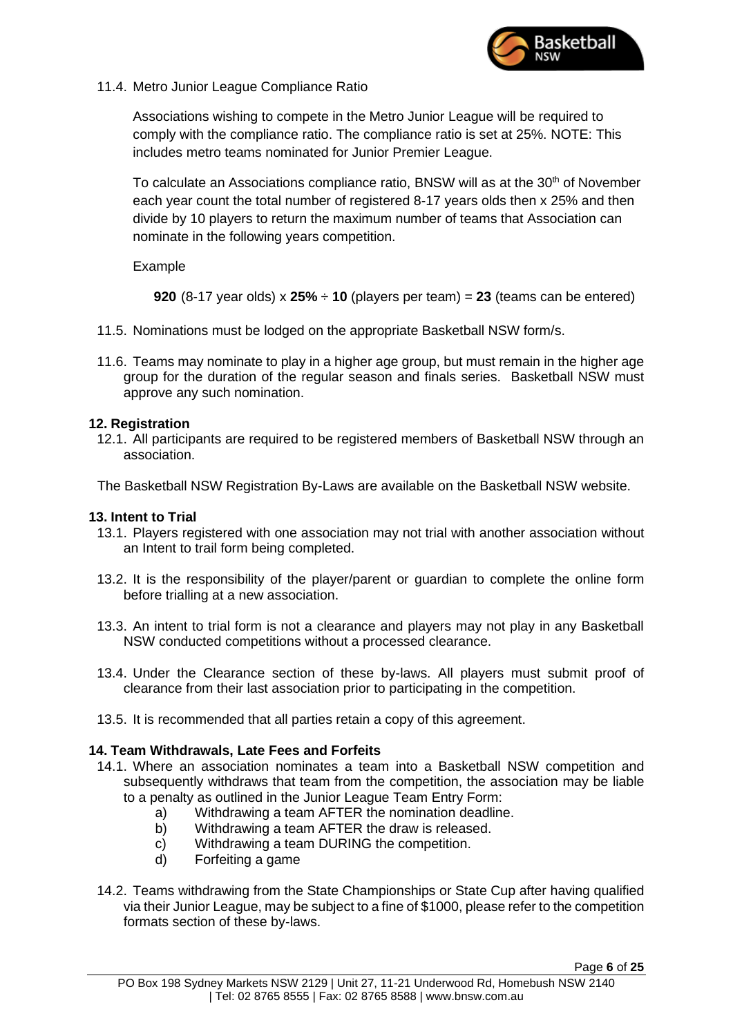11.4. Metro Junior League Compliance Ratio

Associations wishing to compete in the Metro Junior League will be required to comply with the compliance ratio. The compliance ratio is set at 25%. NOTE: This includes metro teams nominated for Junior Premier League.

To calculate an Associations compliance ratio, BNSW will as at the 30th of November each year count the total number of registered 8-17 years olds then x 25% and then divide by 10 players to return the maximum number of teams that Association can nominate in the following years competition.

Example

**920** (8-17 year olds) x **25%** ÷ **10** (players per team) = **23** (teams can be entered)

11.5. Nominations must be lodged on the appropriate Basketball NSW form/s.

11.6. Teams may nominate to play in a higher age group, but must remain in the higher age group for the duration of the regular season and finals series. Basketball NSW must approve any such nomination.

## 12. Registration

12.1. All participants are required to be registered members of Basketball NSW through an association.

The Basketball NSW Registration By-Laws are available on the Basketball NSW website.

## 13. Intent to Trial

13.1. Players registered with one association may not trial with another association without an Intent to trail form being completed.

13.2. It is the responsibility of the player/parent or guardian to complete the online form before trialling at a new association.

13.3. An intent to trial form is not a clearance and players may not play in any Basketball NSW conducted competitions without a processed clearance.

13.4. Under the Clearance section of these by-laws. All players must submit proof of clearance from their last association prior to participating in the competition.

13.5. It is recommended that all parties retain a copy of this agreement.

## 14. Team Withdrawals, Late Fees and Forfeits

14.1. Where an association nominates a team into a Basketball NSW competition and subsequently withdraws that team from the competition, the association may be liable to a penalty as outlined in the Junior League Team Entry Form:

a) Withdrawing a team AFTER the nomination deadline.
b) Withdrawing a team AFTER the draw is released.
c) Withdrawing a team DURING the competition.
d) Forfeiting a game

14.2. Teams withdrawing from the State Championships or State Cup after having qualified via their Junior League, may be subject to a fine of $1000, please refer to the competition formats section of these by-laws.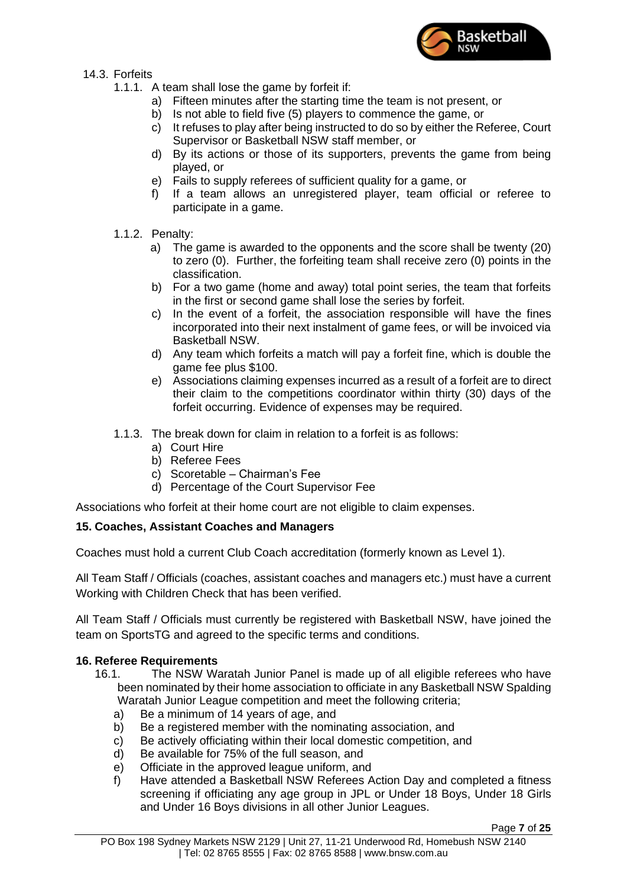14.3. Forfeits

1.1.1. A team shall lose the game by forfeit if:

a) Fifteen minutes after the starting time the team is not present, or
b) Is not able to field five (5) players to commence the game, or
c) It refuses to play after being instructed to do so by either the Referee, Court Supervisor or Basketball NSW staff member, or
d) By its actions or those of its supporters, prevents the game from being played, or
e) Fails to supply referees of sufficient quality for a game, or
f) If a team allows an unregistered player, team official or referee to participate in a game.

1.1.2. Penalty:

a) The game is awarded to the opponents and the score shall be twenty (20) to zero (0). Further, the forfeiting team shall receive zero (0) points in the classification.
b) For a two game (home and away) total point series, the team that forfeits in the first or second game shall lose the series by forfeit.
c) In the event of a forfeit, the association responsible will have the fines incorporated into their next instalment of game fees, or will be invoiced via Basketball NSW.
d) Any team which forfeits a match will pay a forfeit fine, which is double the game fee plus $100.
e) Associations claiming expenses incurred as a result of a forfeit are to direct their claim to the competitions coordinator within thirty (30) days of the forfeit occurring. Evidence of expenses may be required.

1.1.3. The break down for claim in relation to a forfeit is as follows:

a) Court Hire
b) Referee Fees
c) Scoretable – Chairman's Fee
d) Percentage of the Court Supervisor Fee

Associations who forfeit at their home court are not eligible to claim expenses.

**15. Coaches, Assistant Coaches and Managers**

Coaches must hold a current Club Coach accreditation (formerly known as Level 1).

All Team Staff / Officials (coaches, assistant coaches and managers etc.) must have a current Working with Children Check that has been verified.

All Team Staff / Officials must currently be registered with Basketball NSW, have joined the team on SportsTG and agreed to the specific terms and conditions.

**16. Referee Requirements**

16.1. The NSW Waratah Junior Panel is made up of all eligible referees who have been nominated by their home association to officiate in any Basketball NSW Spalding Waratah Junior League competition and meet the following criteria;

a) Be a minimum of 14 years of age, and
b) Be a registered member with the nominating association, and
c) Be actively officiating within their local domestic competition, and
d) Be available for 75% of the full season, and
e) Officiate in the approved league uniform, and
f) Have attended a Basketball NSW Referees Action Day and completed a fitness screening if officiating any age group in JPL or Under 18 Boys, Under 18 Girls and Under 16 Boys divisions in all other Junior Leagues.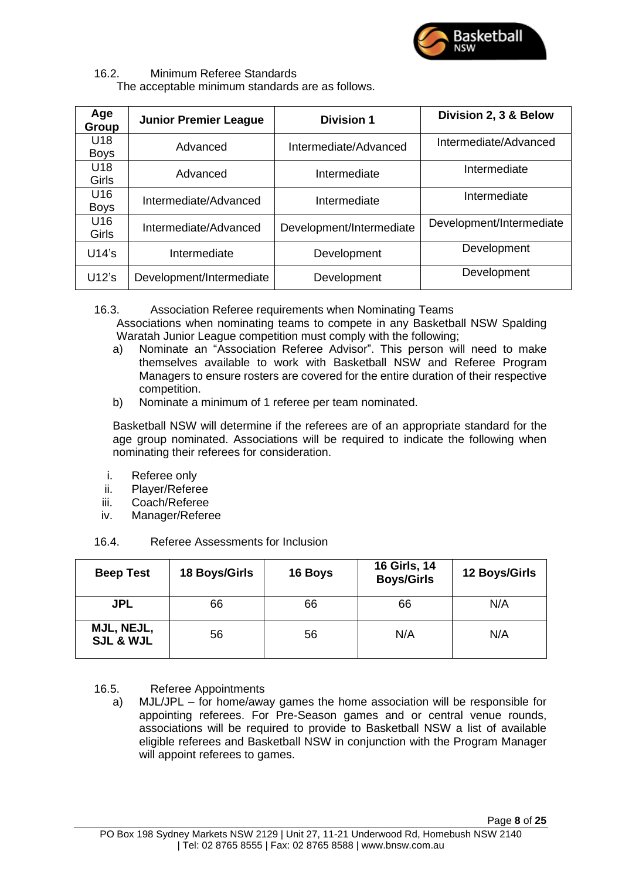16.2. Minimum Referee Standards

The acceptable minimum standards are as follows.

| Age Group | Junior Premier League | Division 1 | Division 2, 3 & Below |
|---|---|---|---|
| U18 Boys | Advanced | Intermediate/Advanced | Intermediate/Advanced |
| U18 Girls | Advanced | Intermediate | Intermediate |
| U16 Boys | Intermediate/Advanced | Intermediate | Intermediate |
| U16 Girls | Intermediate/Advanced | Development/Intermediate | Development/Intermediate |
| U14's | Intermediate | Development | Development |
| U12's | Development/Intermediate | Development | Development |

16.3. Association Referee requirements when Nominating Teams

Associations when nominating teams to compete in any Basketball NSW Spalding Waratah Junior League competition must comply with the following;

a) Nominate an "Association Referee Advisor". This person will need to make themselves available to work with Basketball NSW and Referee Program Managers to ensure rosters are covered for the entire duration of their respective competition.

b) Nominate a minimum of 1 referee per team nominated.

Basketball NSW will determine if the referees are of an appropriate standard for the age group nominated. Associations will be required to indicate the following when nominating their referees for consideration.

i. Referee only
ii. Player/Referee
iii. Coach/Referee
iv. Manager/Referee

16.4. Referee Assessments for Inclusion

| Beep Test | 18 Boys/Girls | 16 Boys | 16 Girls, 14 Boys/Girls | 12 Boys/Girls |
|---|---|---|---|---|
| **JPL** | 66 | 66 | 66 | N/A |
| **MJL, NEJL, SJL & WJL** | 56 | 56 | N/A | N/A |

16.5. Referee Appointments

a) MJL/JPL – for home/away games the home association will be responsible for appointing referees. For Pre-Season games and or central venue rounds, associations will be required to provide to Basketball NSW a list of available eligible referees and Basketball NSW in conjunction with the Program Manager will appoint referees to games.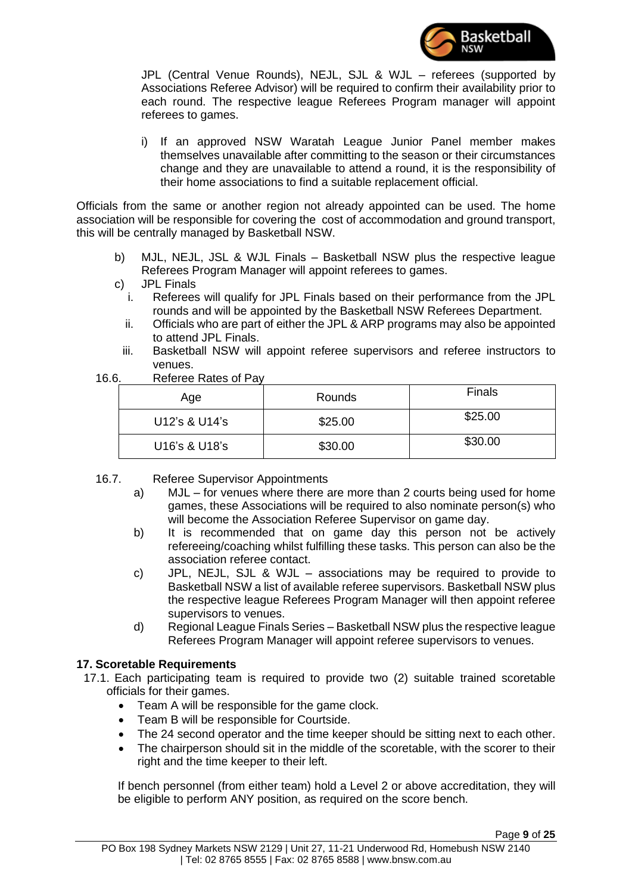JPL (Central Venue Rounds), NEJL, SJL & WJL – referees (supported by Associations Referee Advisor) will be required to confirm their availability prior to each round. The respective league Referees Program manager will appoint referees to games.

i) If an approved NSW Waratah League Junior Panel member makes themselves unavailable after committing to the season or their circumstances change and they are unavailable to attend a round, it is the responsibility of their home associations to find a suitable replacement official.

Officials from the same or another region not already appointed can be used. The home association will be responsible for covering the cost of accommodation and ground transport, this will be centrally managed by Basketball NSW.

b) MJL, NEJL, JSL & WJL Finals – Basketball NSW plus the respective league Referees Program Manager will appoint referees to games.

c) JPL Finals
   i. Referees will qualify for JPL Finals based on their performance from the JPL rounds and will be appointed by the Basketball NSW Referees Department.
   ii. Officials who are part of either the JPL & ARP programs may also be appointed to attend JPL Finals.
   iii. Basketball NSW will appoint referee supervisors and referee instructors to venues.

16.6. Referee Rates of Pay

| Age | Rounds | Finals |
|---|---|---|
| U12's & U14's | $25.00 | $25.00 |
| U16's & U18's | $30.00 | $30.00 |

16.7. Referee Supervisor Appointments

a) MJL – for venues where there are more than 2 courts being used for home games, these Associations will be required to also nominate person(s) who will become the Association Referee Supervisor on game day.

b) It is recommended that on game day this person not be actively refereeing/coaching whilst fulfilling these tasks. This person can also be the association referee contact.

c) JPL, NEJL, SJL & WJL – associations may be required to provide to Basketball NSW a list of available referee supervisors. Basketball NSW plus the respective league Referees Program Manager will then appoint referee supervisors to venues.

d) Regional League Finals Series – Basketball NSW plus the respective league Referees Program Manager will appoint referee supervisors to venues.

## 17. Scoretable Requirements

17.1. Each participating team is required to provide two (2) suitable trained scoretable officials for their games.

- Team A will be responsible for the game clock.
- Team B will be responsible for Courtside.
- The 24 second operator and the time keeper should be sitting next to each other.
- The chairperson should sit in the middle of the scoretable, with the scorer to their right and the time keeper to their left.

If bench personnel (from either team) hold a Level 2 or above accreditation, they will be eligible to perform ANY position, as required on the score bench.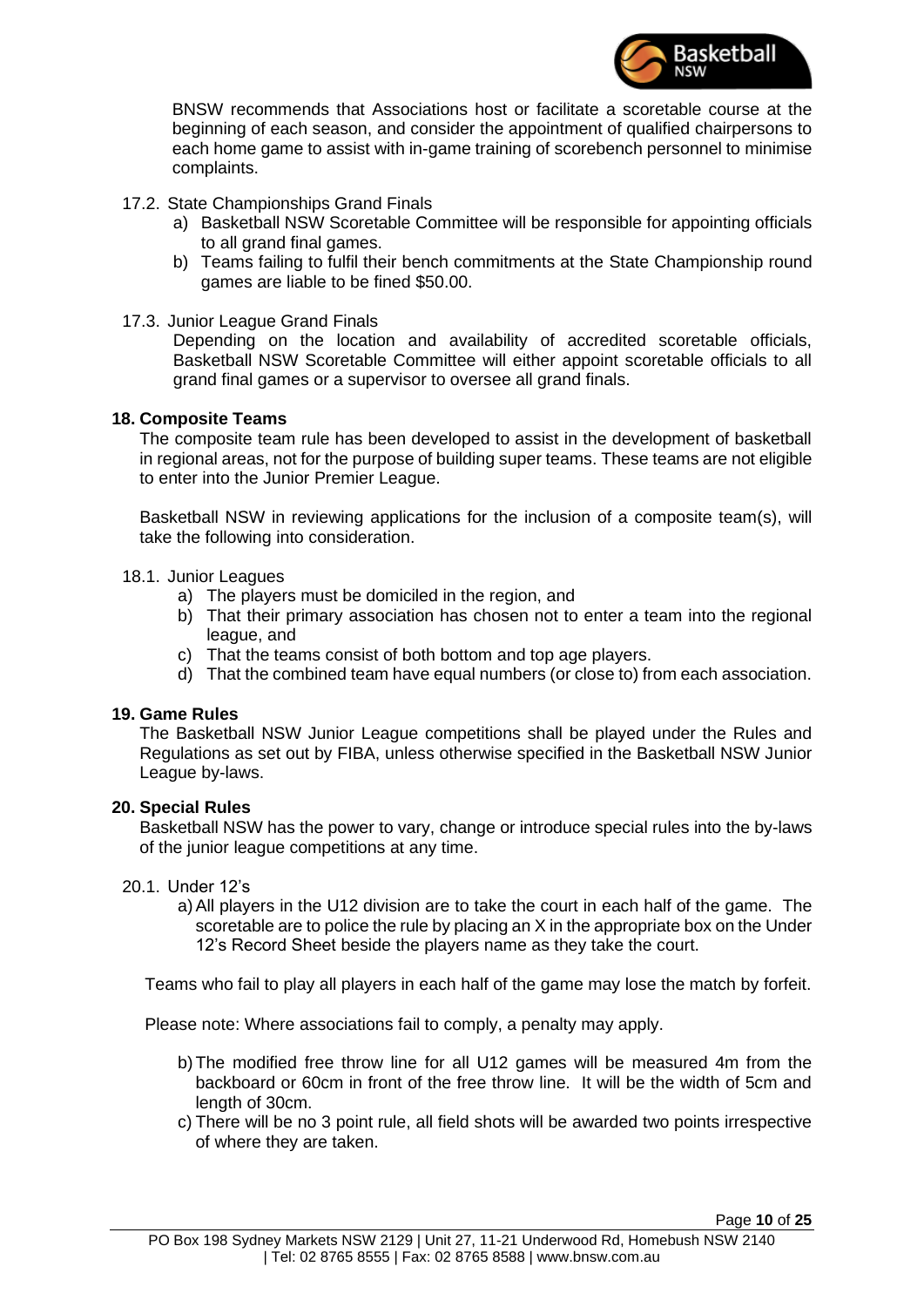BNSW recommends that Associations host or facilitate a scoretable course at the beginning of each season, and consider the appointment of qualified chairpersons to each home game to assist with in-game training of scorebench personnel to minimise complaints.

17.2. State Championships Grand Finals

a) Basketball NSW Scoretable Committee will be responsible for appointing officials to all grand final games.
b) Teams failing to fulfil their bench commitments at the State Championship round games are liable to be fined $50.00.

17.3. Junior League Grand Finals

Depending on the location and availability of accredited scoretable officials, Basketball NSW Scoretable Committee will either appoint scoretable officials to all grand final games or a supervisor to oversee all grand finals.

## 18. Composite Teams

The composite team rule has been developed to assist in the development of basketball in regional areas, not for the purpose of building super teams. These teams are not eligible to enter into the Junior Premier League.

Basketball NSW in reviewing applications for the inclusion of a composite team(s), will take the following into consideration.

18.1. Junior Leagues

a) The players must be domiciled in the region, and
b) That their primary association has chosen not to enter a team into the regional league, and
c) That the teams consist of both bottom and top age players.
d) That the combined team have equal numbers (or close to) from each association.

## 19. Game Rules

The Basketball NSW Junior League competitions shall be played under the Rules and Regulations as set out by FIBA, unless otherwise specified in the Basketball NSW Junior League by-laws.

## 20. Special Rules

Basketball NSW has the power to vary, change or introduce special rules into the by-laws of the junior league competitions at any time.

20.1. Under 12's

a) All players in the U12 division are to take the court in each half of the game. The scoretable are to police the rule by placing an X in the appropriate box on the Under 12's Record Sheet beside the players name as they take the court.

Teams who fail to play all players in each half of the game may lose the match by forfeit.

Please note: Where associations fail to comply, a penalty may apply.

b) The modified free throw line for all U12 games will be measured 4m from the backboard or 60cm in front of the free throw line. It will be the width of 5cm and length of 30cm.
c) There will be no 3 point rule, all field shots will be awarded two points irrespective of where they are taken.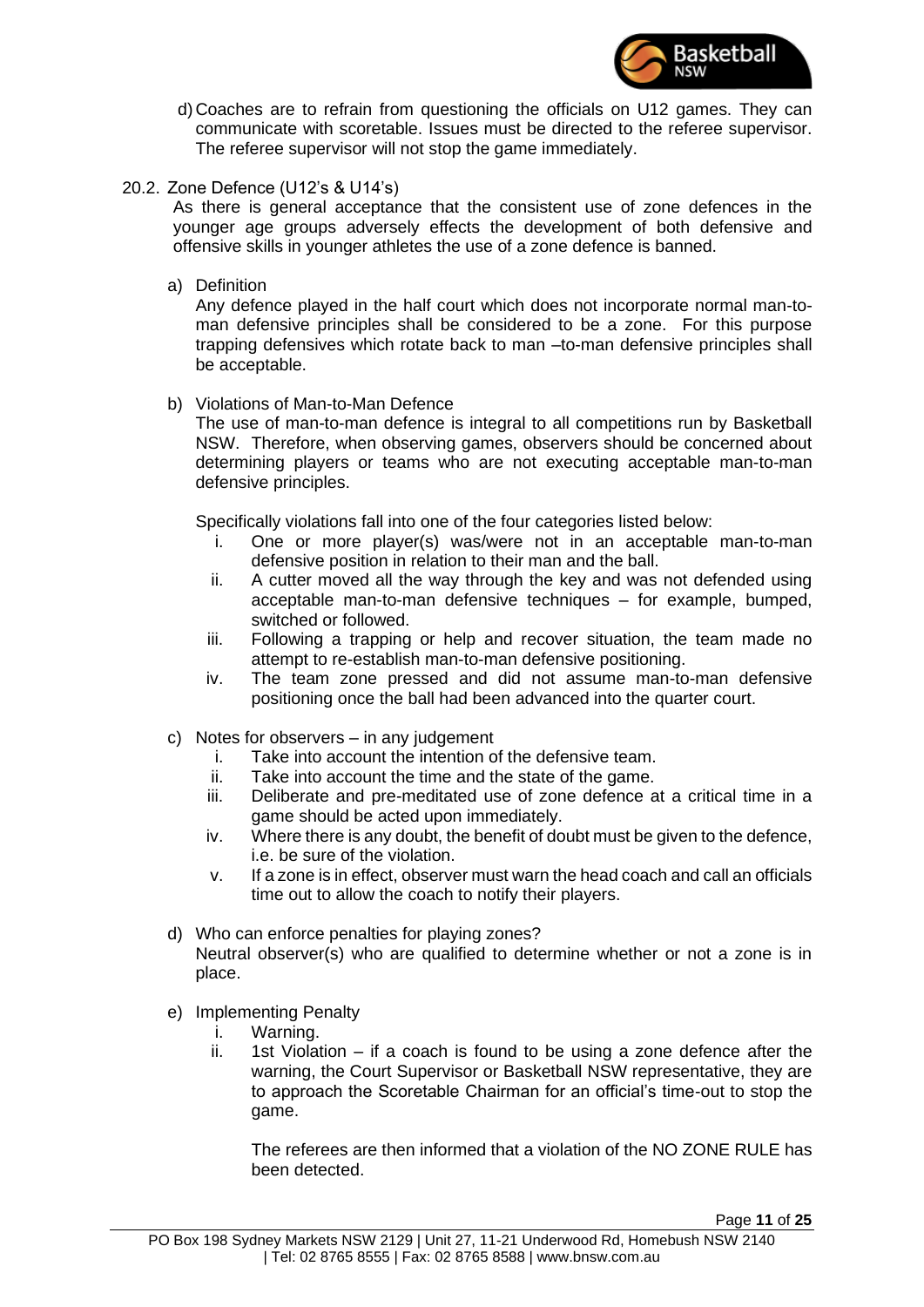d) Coaches are to refrain from questioning the officials on U12 games. They can communicate with scoretable. Issues must be directed to the referee supervisor. The referee supervisor will not stop the game immediately.

### 20.2. Zone Defence (U12's & U14's)

As there is general acceptance that the consistent use of zone defences in the younger age groups adversely effects the development of both defensive and offensive skills in younger athletes the use of a zone defence is banned.

a) Definition

Any defence played in the half court which does not incorporate normal man-to-man defensive principles shall be considered to be a zone. For this purpose trapping defensives which rotate back to man –to-man defensive principles shall be acceptable.

b) Violations of Man-to-Man Defence

The use of man-to-man defence is integral to all competitions run by Basketball NSW. Therefore, when observing games, observers should be concerned about determining players or teams who are not executing acceptable man-to-man defensive principles.

Specifically violations fall into one of the four categories listed below:

i. One or more player(s) was/were not in an acceptable man-to-man defensive position in relation to their man and the ball.
ii. A cutter moved all the way through the key and was not defended using acceptable man-to-man defensive techniques – for example, bumped, switched or followed.
iii. Following a trapping or help and recover situation, the team made no attempt to re-establish man-to-man defensive positioning.
iv. The team zone pressed and did not assume man-to-man defensive positioning once the ball had been advanced into the quarter court.

c) Notes for observers – in any judgement

i. Take into account the intention of the defensive team.
ii. Take into account the time and the state of the game.
iii. Deliberate and pre-meditated use of zone defence at a critical time in a game should be acted upon immediately.
iv. Where there is any doubt, the benefit of doubt must be given to the defence, i.e. be sure of the violation.
v. If a zone is in effect, observer must warn the head coach and call an officials time out to allow the coach to notify their players.

d) Who can enforce penalties for playing zones?

Neutral observer(s) who are qualified to determine whether or not a zone is in place.

e) Implementing Penalty

i. Warning.
ii. 1st Violation – if a coach is found to be using a zone defence after the warning, the Court Supervisor or Basketball NSW representative, they are to approach the Scoretable Chairman for an official's time-out to stop the game.

The referees are then informed that a violation of the NO ZONE RULE has been detected.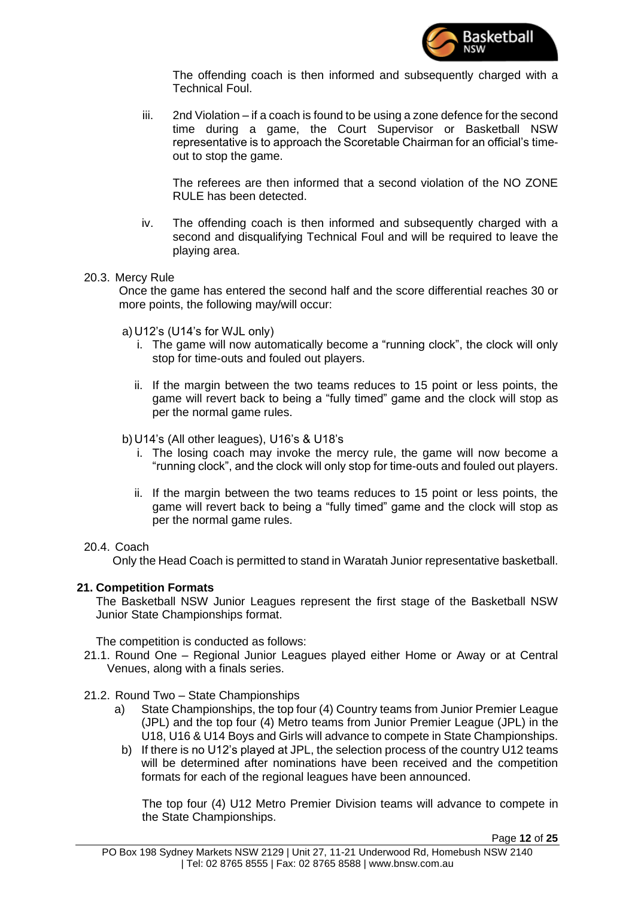The offending coach is then informed and subsequently charged with a Technical Foul.

iii. 2nd Violation – if a coach is found to be using a zone defence for the second time during a game, the Court Supervisor or Basketball NSW representative is to approach the Scoretable Chairman for an official's time-out to stop the game.

The referees are then informed that a second violation of the NO ZONE RULE has been detected.

iv. The offending coach is then informed and subsequently charged with a second and disqualifying Technical Foul and will be required to leave the playing area.

20.3. Mercy Rule

Once the game has entered the second half and the score differential reaches 30 or more points, the following may/will occur:

a) U12's (U14's for WJL only)

i. The game will now automatically become a "running clock", the clock will only stop for time-outs and fouled out players.

ii. If the margin between the two teams reduces to 15 point or less points, the game will revert back to being a "fully timed" game and the clock will stop as per the normal game rules.

b) U14's (All other leagues), U16's & U18's

i. The losing coach may invoke the mercy rule, the game will now become a "running clock", and the clock will only stop for time-outs and fouled out players.

ii. If the margin between the two teams reduces to 15 point or less points, the game will revert back to being a "fully timed" game and the clock will stop as per the normal game rules.

20.4. Coach

Only the Head Coach is permitted to stand in Waratah Junior representative basketball.

## 21. Competition Formats

The Basketball NSW Junior Leagues represent the first stage of the Basketball NSW Junior State Championships format.

The competition is conducted as follows:

21.1. Round One – Regional Junior Leagues played either Home or Away or at Central Venues, along with a finals series.

21.2. Round Two – State Championships

a) State Championships, the top four (4) Country teams from Junior Premier League (JPL) and the top four (4) Metro teams from Junior Premier League (JPL) in the U18, U16 & U14 Boys and Girls will advance to compete in State Championships.

b) If there is no U12's played at JPL, the selection process of the country U12 teams will be determined after nominations have been received and the competition formats for each of the regional leagues have been announced.

The top four (4) U12 Metro Premier Division teams will advance to compete in the State Championships.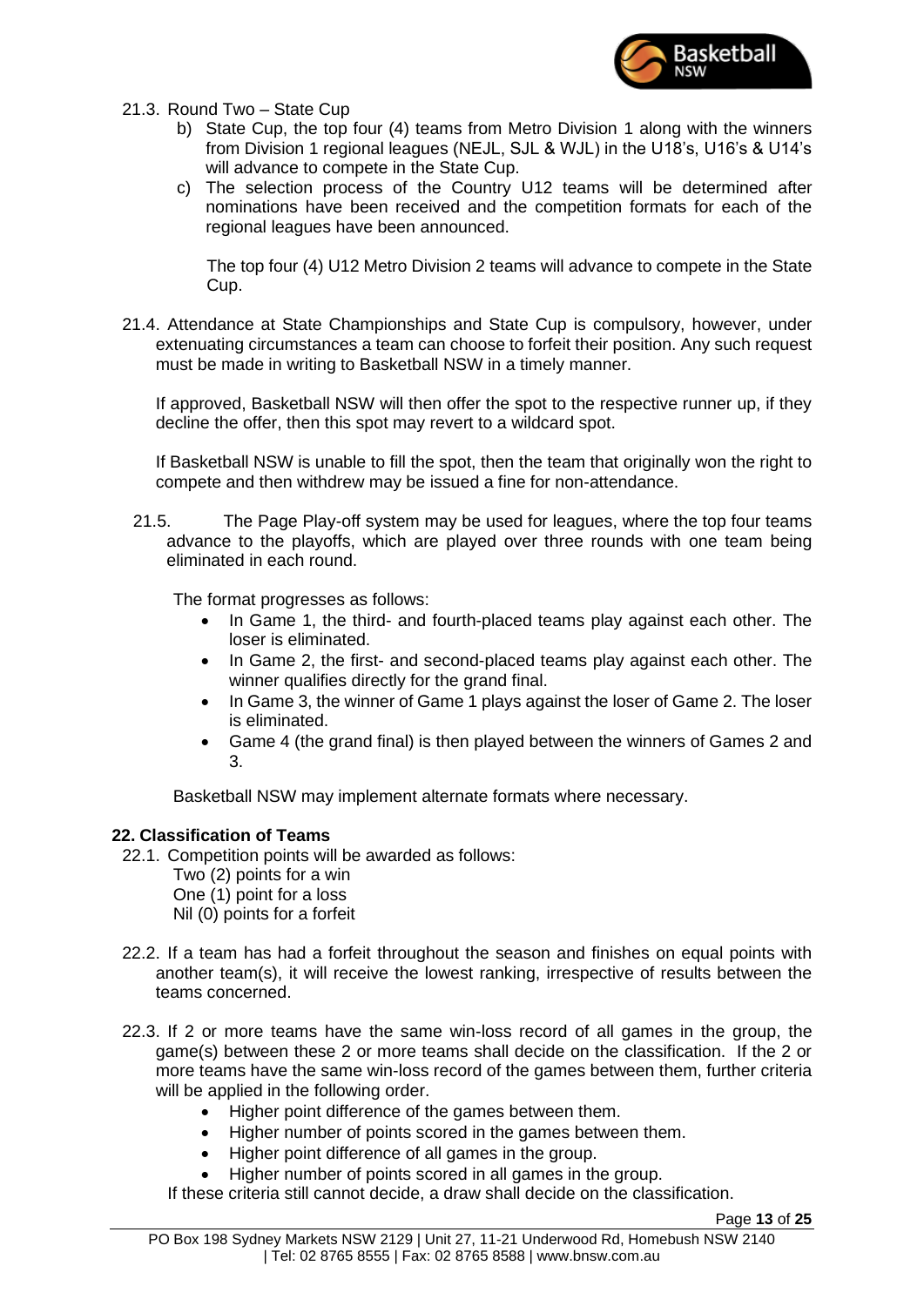21.3. Round Two – State Cup

b) State Cup, the top four (4) teams from Metro Division 1 along with the winners from Division 1 regional leagues (NEJL, SJL & WJL) in the U18's, U16's & U14's will advance to compete in the State Cup.

c) The selection process of the Country U12 teams will be determined after nominations have been received and the competition formats for each of the regional leagues have been announced.

The top four (4) U12 Metro Division 2 teams will advance to compete in the State Cup.

21.4. Attendance at State Championships and State Cup is compulsory, however, under extenuating circumstances a team can choose to forfeit their position. Any such request must be made in writing to Basketball NSW in a timely manner.

If approved, Basketball NSW will then offer the spot to the respective runner up, if they decline the offer, then this spot may revert to a wildcard spot.

If Basketball NSW is unable to fill the spot, then the team that originally won the right to compete and then withdrew may be issued a fine for non-attendance.

21.5. The Page Play-off system may be used for leagues, where the top four teams advance to the playoffs, which are played over three rounds with one team being eliminated in each round.

The format progresses as follows:

- In Game 1, the third- and fourth-placed teams play against each other. The loser is eliminated.
- In Game 2, the first- and second-placed teams play against each other. The winner qualifies directly for the grand final.
- In Game 3, the winner of Game 1 plays against the loser of Game 2. The loser is eliminated.
- Game 4 (the grand final) is then played between the winners of Games 2 and 3.

Basketball NSW may implement alternate formats where necessary.

## 22. Classification of Teams

22.1. Competition points will be awarded as follows:
Two (2) points for a win
One (1) point for a loss
Nil (0) points for a forfeit

22.2. If a team has had a forfeit throughout the season and finishes on equal points with another team(s), it will receive the lowest ranking, irrespective of results between the teams concerned.

22.3. If 2 or more teams have the same win-loss record of all games in the group, the game(s) between these 2 or more teams shall decide on the classification. If the 2 or more teams have the same win-loss record of the games between them, further criteria will be applied in the following order.

- Higher point difference of the games between them.
- Higher number of points scored in the games between them.
- Higher point difference of all games in the group.
- Higher number of points scored in all games in the group.

If these criteria still cannot decide, a draw shall decide on the classification.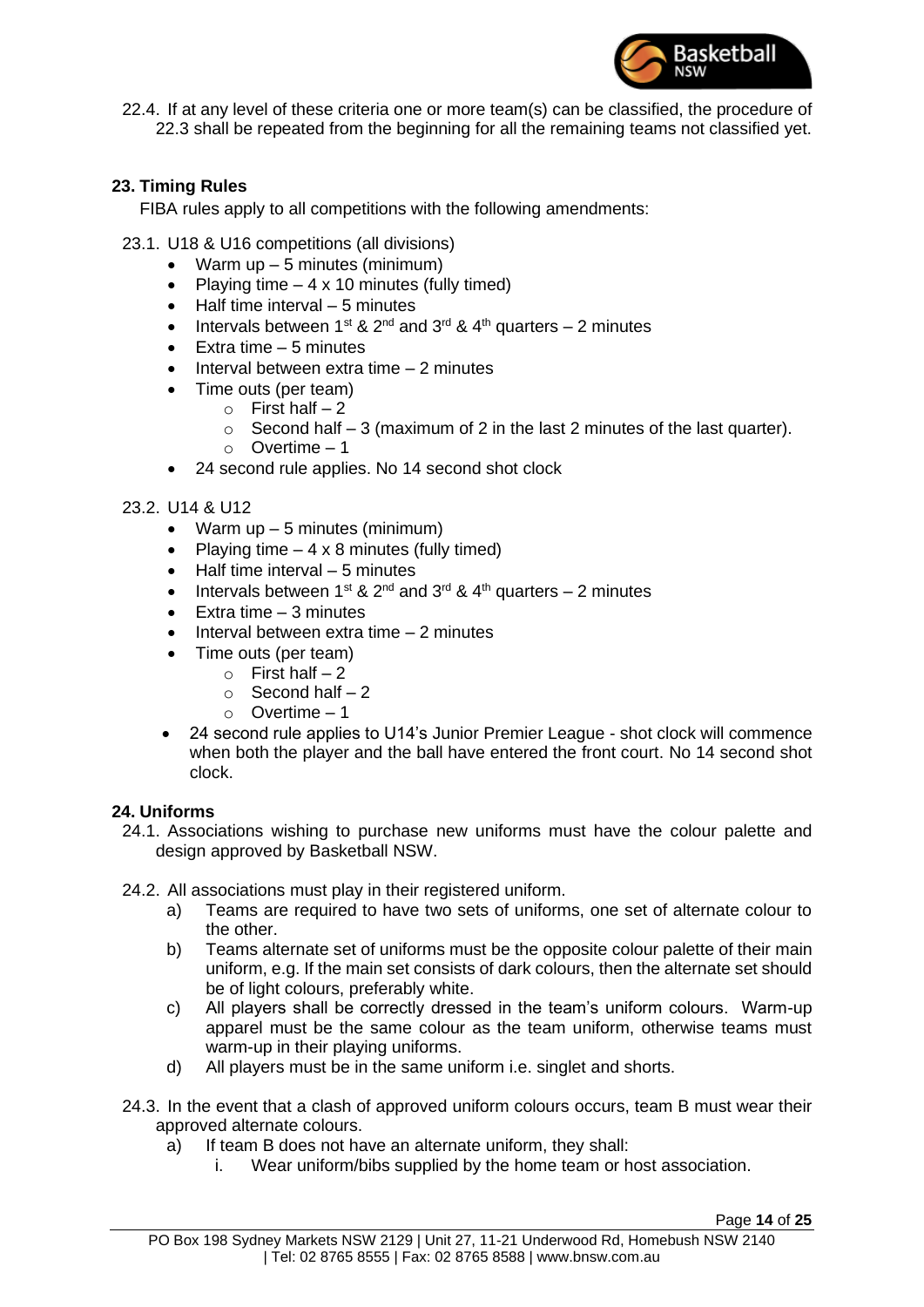22.4. If at any level of these criteria one or more team(s) can be classified, the procedure of 22.3 shall be repeated from the beginning for all the remaining teams not classified yet.

## 23. Timing Rules

FIBA rules apply to all competitions with the following amendments:

23.1. U18 & U16 competitions (all divisions)

- Warm up – 5 minutes (minimum)
- Playing time – 4 x 10 minutes (fully timed)
- Half time interval – 5 minutes
- Intervals between 1st & 2nd and 3rd & 4th quarters – 2 minutes
- Extra time – 5 minutes
- Interval between extra time – 2 minutes
- Time outs (per team)
  - First half – 2
  - Second half – 3 (maximum of 2 in the last 2 minutes of the last quarter).
  - Overtime – 1
- 24 second rule applies. No 14 second shot clock

23.2. U14 & U12

- Warm up – 5 minutes (minimum)
- Playing time – 4 x 8 minutes (fully timed)
- Half time interval – 5 minutes
- Intervals between 1st & 2nd and 3rd & 4th quarters – 2 minutes
- Extra time – 3 minutes
- Interval between extra time – 2 minutes
- Time outs (per team)
  - First half – 2
  - Second half – 2
  - Overtime – 1
- 24 second rule applies to U14's Junior Premier League - shot clock will commence when both the player and the ball have entered the front court. No 14 second shot clock.

## 24. Uniforms

24.1. Associations wishing to purchase new uniforms must have the colour palette and design approved by Basketball NSW.

24.2. All associations must play in their registered uniform.

a) Teams are required to have two sets of uniforms, one set of alternate colour to the other.

b) Teams alternate set of uniforms must be the opposite colour palette of their main uniform, e.g. If the main set consists of dark colours, then the alternate set should be of light colours, preferably white.

c) All players shall be correctly dressed in the team's uniform colours. Warm-up apparel must be the same colour as the team uniform, otherwise teams must warm-up in their playing uniforms.

d) All players must be in the same uniform i.e. singlet and shorts.

24.3. In the event that a clash of approved uniform colours occurs, team B must wear their approved alternate colours.

a) If team B does not have an alternate uniform, they shall:

i. Wear uniform/bibs supplied by the home team or host association.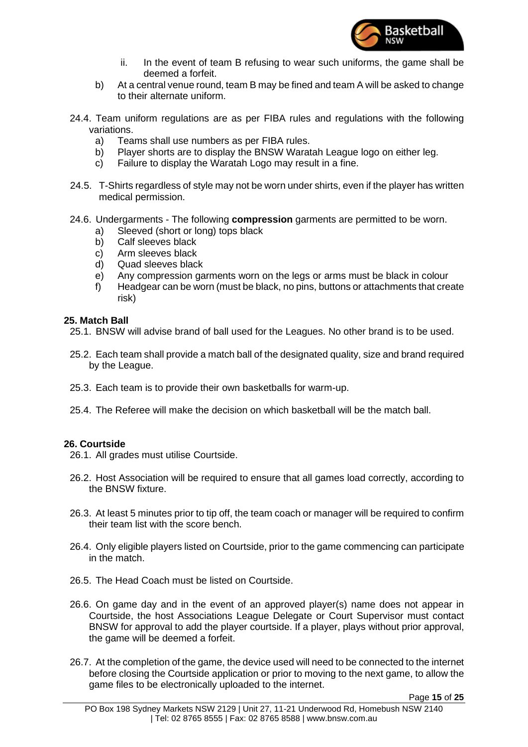ii. In the event of team B refusing to wear such uniforms, the game shall be deemed a forfeit.

b) At a central venue round, team B may be fined and team A will be asked to change to their alternate uniform.

24.4. Team uniform regulations are as per FIBA rules and regulations with the following variations.

a) Teams shall use numbers as per FIBA rules.
b) Player shorts are to display the BNSW Waratah League logo on either leg.
c) Failure to display the Waratah Logo may result in a fine.

24.5. T-Shirts regardless of style may not be worn under shirts, even if the player has written medical permission.

24.6. Undergarments - The following **compression** garments are permitted to be worn.

a) Sleeved (short or long) tops black
b) Calf sleeves black
c) Arm sleeves black
d) Quad sleeves black
e) Any compression garments worn on the legs or arms must be black in colour
f) Headgear can be worn (must be black, no pins, buttons or attachments that create risk)

**25. Match Ball**

25.1. BNSW will advise brand of ball used for the Leagues. No other brand is to be used.

25.2. Each team shall provide a match ball of the designated quality, size and brand required by the League.

25.3. Each team is to provide their own basketballs for warm-up.

25.4. The Referee will make the decision on which basketball will be the match ball.

**26. Courtside**

26.1. All grades must utilise Courtside.

26.2. Host Association will be required to ensure that all games load correctly, according to the BNSW fixture.

26.3. At least 5 minutes prior to tip off, the team coach or manager will be required to confirm their team list with the score bench.

26.4. Only eligible players listed on Courtside, prior to the game commencing can participate in the match.

26.5. The Head Coach must be listed on Courtside.

26.6. On game day and in the event of an approved player(s) name does not appear in Courtside, the host Associations League Delegate or Court Supervisor must contact BNSW for approval to add the player courtside. If a player, plays without prior approval, the game will be deemed a forfeit.

26.7. At the completion of the game, the device used will need to be connected to the internet before closing the Courtside application or prior to moving to the next game, to allow the game files to be electronically uploaded to the internet.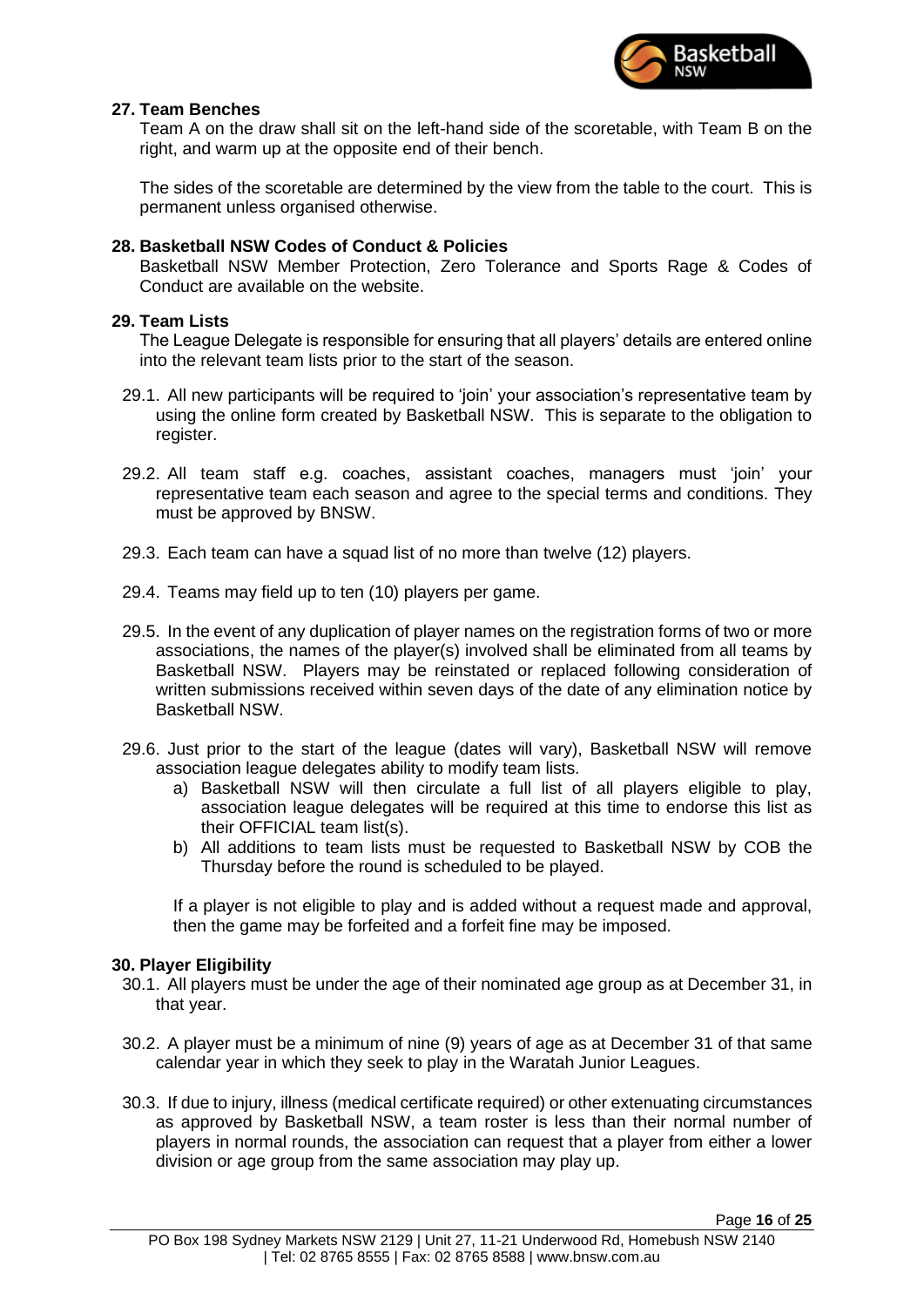## 27. Team Benches

Team A on the draw shall sit on the left-hand side of the scoretable, with Team B on the right, and warm up at the opposite end of their bench.

The sides of the scoretable are determined by the view from the table to the court. This is permanent unless organised otherwise.

## 28. Basketball NSW Codes of Conduct & Policies

Basketball NSW Member Protection, Zero Tolerance and Sports Rage & Codes of Conduct are available on the website.

## 29. Team Lists

The League Delegate is responsible for ensuring that all players' details are entered online into the relevant team lists prior to the start of the season.

29.1. All new participants will be required to 'join' your association's representative team by using the online form created by Basketball NSW. This is separate to the obligation to register.

29.2. All team staff e.g. coaches, assistant coaches, managers must 'join' your representative team each season and agree to the special terms and conditions. They must be approved by BNSW.

29.3. Each team can have a squad list of no more than twelve (12) players.

29.4. Teams may field up to ten (10) players per game.

29.5. In the event of any duplication of player names on the registration forms of two or more associations, the names of the player(s) involved shall be eliminated from all teams by Basketball NSW. Players may be reinstated or replaced following consideration of written submissions received within seven days of the date of any elimination notice by Basketball NSW.

29.6. Just prior to the start of the league (dates will vary), Basketball NSW will remove association league delegates ability to modify team lists.

a) Basketball NSW will then circulate a full list of all players eligible to play, association league delegates will be required at this time to endorse this list as their OFFICIAL team list(s).

b) All additions to team lists must be requested to Basketball NSW by COB the Thursday before the round is scheduled to be played.

If a player is not eligible to play and is added without a request made and approval, then the game may be forfeited and a forfeit fine may be imposed.

## 30. Player Eligibility

30.1. All players must be under the age of their nominated age group as at December 31, in that year.

30.2. A player must be a minimum of nine (9) years of age as at December 31 of that same calendar year in which they seek to play in the Waratah Junior Leagues.

30.3. If due to injury, illness (medical certificate required) or other extenuating circumstances as approved by Basketball NSW, a team roster is less than their normal number of players in normal rounds, the association can request that a player from either a lower division or age group from the same association may play up.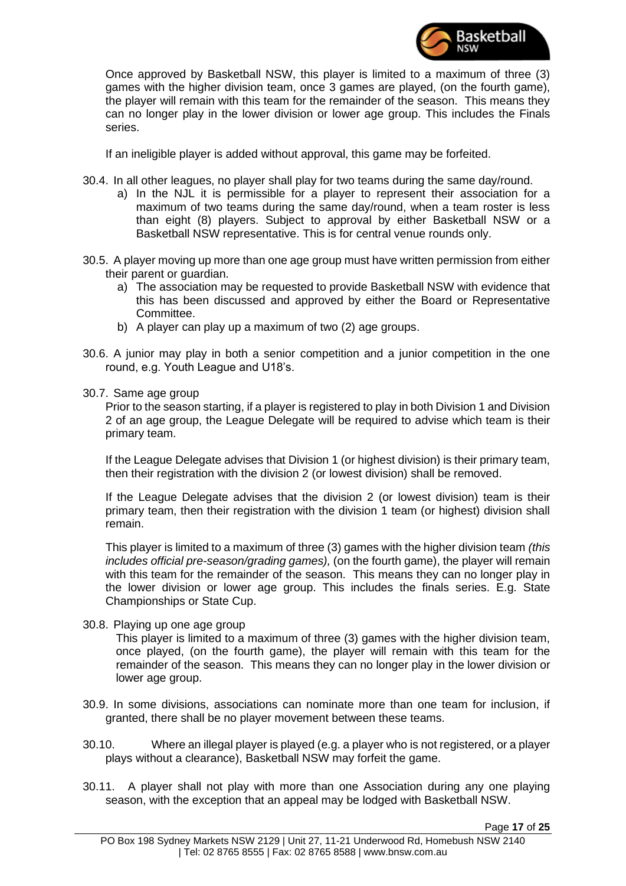Once approved by Basketball NSW, this player is limited to a maximum of three (3) games with the higher division team, once 3 games are played, (on the fourth game), the player will remain with this team for the remainder of the season. This means they can no longer play in the lower division or lower age group. This includes the Finals series.

If an ineligible player is added without approval, this game may be forfeited.

30.4. In all other leagues, no player shall play for two teams during the same day/round.

a) In the NJL it is permissible for a player to represent their association for a maximum of two teams during the same day/round, when a team roster is less than eight (8) players. Subject to approval by either Basketball NSW or a Basketball NSW representative. This is for central venue rounds only.

30.5. A player moving up more than one age group must have written permission from either their parent or guardian.

a) The association may be requested to provide Basketball NSW with evidence that this has been discussed and approved by either the Board or Representative Committee.
b) A player can play up a maximum of two (2) age groups.

30.6. A junior may play in both a senior competition and a junior competition in the one round, e.g. Youth League and U18's.

30.7. Same age group

Prior to the season starting, if a player is registered to play in both Division 1 and Division 2 of an age group, the League Delegate will be required to advise which team is their primary team.

If the League Delegate advises that Division 1 (or highest division) is their primary team, then their registration with the division 2 (or lowest division) shall be removed.

If the League Delegate advises that the division 2 (or lowest division) team is their primary team, then their registration with the division 1 team (or highest) division shall remain.

This player is limited to a maximum of three (3) games with the higher division team *(this includes official pre-season/grading games),* (on the fourth game), the player will remain with this team for the remainder of the season. This means they can no longer play in the lower division or lower age group. This includes the finals series. E.g. State Championships or State Cup.

30.8. Playing up one age group

This player is limited to a maximum of three (3) games with the higher division team, once played, (on the fourth game), the player will remain with this team for the remainder of the season. This means they can no longer play in the lower division or lower age group.

30.9. In some divisions, associations can nominate more than one team for inclusion, if granted, there shall be no player movement between these teams.

30.10. Where an illegal player is played (e.g. a player who is not registered, or a player plays without a clearance), Basketball NSW may forfeit the game.

30.11. A player shall not play with more than one Association during any one playing season, with the exception that an appeal may be lodged with Basketball NSW.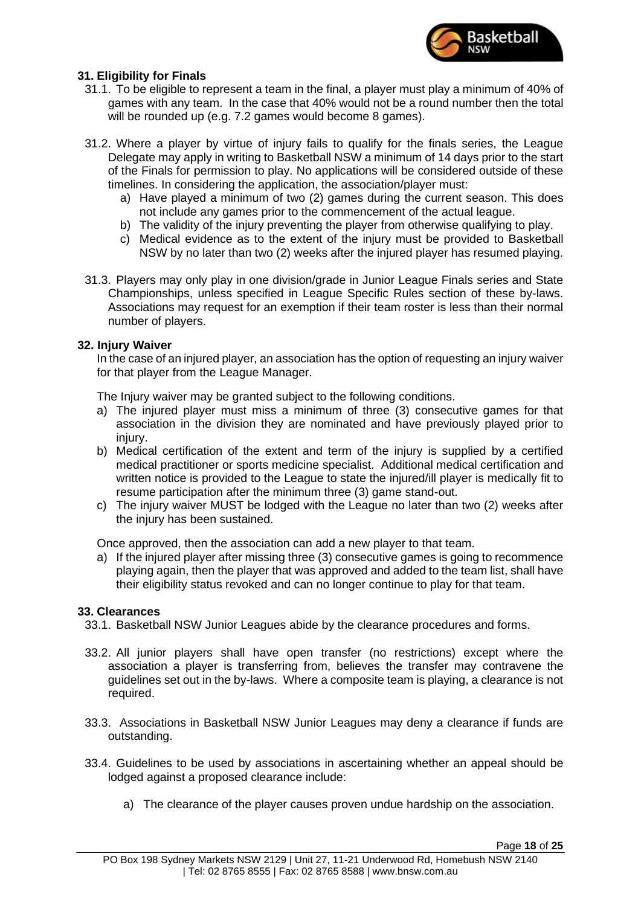## 31. Eligibility for Finals

31.1. To be eligible to represent a team in the final, a player must play a minimum of 40% of games with any team. In the case that 40% would not be a round number then the total will be rounded up (e.g. 7.2 games would become 8 games).

31.2. Where a player by virtue of injury fails to qualify for the finals series, the League Delegate may apply in writing to Basketball NSW a minimum of 14 days prior to the start of the Finals for permission to play. No applications will be considered outside of these timelines. In considering the application, the association/player must:

a) Have played a minimum of two (2) games during the current season. This does not include any games prior to the commencement of the actual league.
b) The validity of the injury preventing the player from otherwise qualifying to play.
c) Medical evidence as to the extent of the injury must be provided to Basketball NSW by no later than two (2) weeks after the injured player has resumed playing.

31.3. Players may only play in one division/grade in Junior League Finals series and State Championships, unless specified in League Specific Rules section of these by-laws. Associations may request for an exemption if their team roster is less than their normal number of players.

## 32. Injury Waiver

In the case of an injured player, an association has the option of requesting an injury waiver for that player from the League Manager.

The Injury waiver may be granted subject to the following conditions.

a) The injured player must miss a minimum of three (3) consecutive games for that association in the division they are nominated and have previously played prior to injury.
b) Medical certification of the extent and term of the injury is supplied by a certified medical practitioner or sports medicine specialist. Additional medical certification and written notice is provided to the League to state the injured/ill player is medically fit to resume participation after the minimum three (3) game stand-out.
c) The injury waiver MUST be lodged with the League no later than two (2) weeks after the injury has been sustained.

Once approved, then the association can add a new player to that team.

a) If the injured player after missing three (3) consecutive games is going to recommence playing again, then the player that was approved and added to the team list, shall have their eligibility status revoked and can no longer continue to play for that team.

## 33. Clearances

33.1. Basketball NSW Junior Leagues abide by the clearance procedures and forms.

33.2. All junior players shall have open transfer (no restrictions) except where the association a player is transferring from, believes the transfer may contravene the guidelines set out in the by-laws. Where a composite team is playing, a clearance is not required.

33.3. Associations in Basketball NSW Junior Leagues may deny a clearance if funds are outstanding.

33.4. Guidelines to be used by associations in ascertaining whether an appeal should be lodged against a proposed clearance include:

a) The clearance of the player causes proven undue hardship on the association.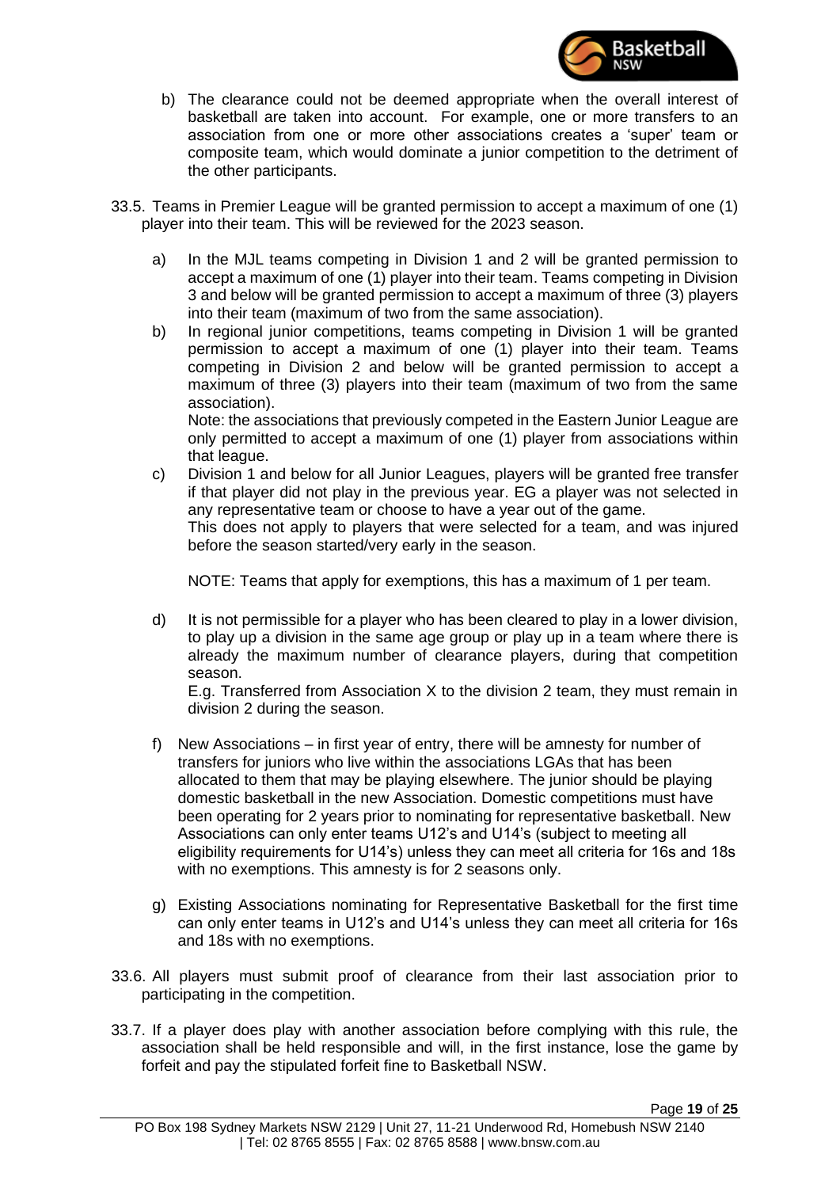b) The clearance could not be deemed appropriate when the overall interest of basketball are taken into account. For example, one or more transfers to an association from one or more other associations creates a 'super' team or composite team, which would dominate a junior competition to the detriment of the other participants.

33.5. Teams in Premier League will be granted permission to accept a maximum of one (1) player into their team. This will be reviewed for the 2023 season.

a) In the MJL teams competing in Division 1 and 2 will be granted permission to accept a maximum of one (1) player into their team. Teams competing in Division 3 and below will be granted permission to accept a maximum of three (3) players into their team (maximum of two from the same association).

b) In regional junior competitions, teams competing in Division 1 will be granted permission to accept a maximum of one (1) player into their team. Teams competing in Division 2 and below will be granted permission to accept a maximum of three (3) players into their team (maximum of two from the same association).
Note: the associations that previously competed in the Eastern Junior League are only permitted to accept a maximum of one (1) player from associations within that league.

c) Division 1 and below for all Junior Leagues, players will be granted free transfer if that player did not play in the previous year. EG a player was not selected in any representative team or choose to have a year out of the game.
This does not apply to players that were selected for a team, and was injured before the season started/very early in the season.

NOTE: Teams that apply for exemptions, this has a maximum of 1 per team.

d) It is not permissible for a player who has been cleared to play in a lower division, to play up a division in the same age group or play up in a team where there is already the maximum number of clearance players, during that competition season.
E.g. Transferred from Association X to the division 2 team, they must remain in division 2 during the season.

f) New Associations – in first year of entry, there will be amnesty for number of transfers for juniors who live within the associations LGAs that has been allocated to them that may be playing elsewhere. The junior should be playing domestic basketball in the new Association. Domestic competitions must have been operating for 2 years prior to nominating for representative basketball. New Associations can only enter teams U12's and U14's (subject to meeting all eligibility requirements for U14's) unless they can meet all criteria for 16s and 18s with no exemptions. This amnesty is for 2 seasons only.

g) Existing Associations nominating for Representative Basketball for the first time can only enter teams in U12's and U14's unless they can meet all criteria for 16s and 18s with no exemptions.

33.6. All players must submit proof of clearance from their last association prior to participating in the competition.

33.7. If a player does play with another association before complying with this rule, the association shall be held responsible and will, in the first instance, lose the game by forfeit and pay the stipulated forfeit fine to Basketball NSW.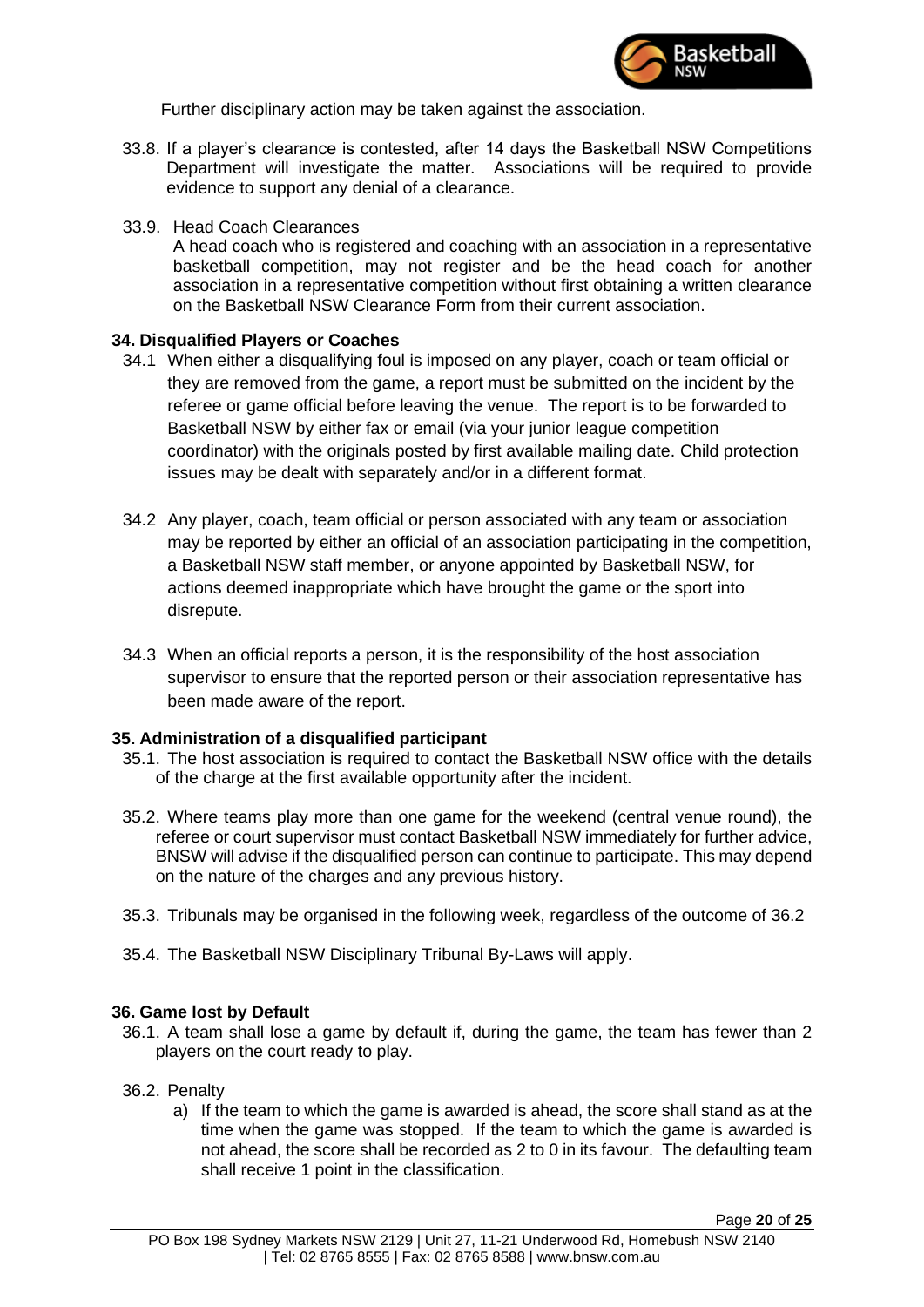Further disciplinary action may be taken against the association.

33.8. If a player's clearance is contested, after 14 days the Basketball NSW Competitions Department will investigate the matter. Associations will be required to provide evidence to support any denial of a clearance.

33.9. Head Coach Clearances
A head coach who is registered and coaching with an association in a representative basketball competition, may not register and be the head coach for another association in a representative competition without first obtaining a written clearance on the Basketball NSW Clearance Form from their current association.

**34. Disqualified Players or Coaches**

34.1 When either a disqualifying foul is imposed on any player, coach or team official or they are removed from the game, a report must be submitted on the incident by the referee or game official before leaving the venue. The report is to be forwarded to Basketball NSW by either fax or email (via your junior league competition coordinator) with the originals posted by first available mailing date. Child protection issues may be dealt with separately and/or in a different format.

34.2 Any player, coach, team official or person associated with any team or association may be reported by either an official of an association participating in the competition, a Basketball NSW staff member, or anyone appointed by Basketball NSW, for actions deemed inappropriate which have brought the game or the sport into disrepute.

34.3 When an official reports a person, it is the responsibility of the host association supervisor to ensure that the reported person or their association representative has been made aware of the report.

**35. Administration of a disqualified participant**

35.1. The host association is required to contact the Basketball NSW office with the details of the charge at the first available opportunity after the incident.

35.2. Where teams play more than one game for the weekend (central venue round), the referee or court supervisor must contact Basketball NSW immediately for further advice, BNSW will advise if the disqualified person can continue to participate. This may depend on the nature of the charges and any previous history.

35.3. Tribunals may be organised in the following week, regardless of the outcome of 36.2

35.4. The Basketball NSW Disciplinary Tribunal By-Laws will apply.

**36. Game lost by Default**

36.1. A team shall lose a game by default if, during the game, the team has fewer than 2 players on the court ready to play.

36.2. Penalty

a) If the team to which the game is awarded is ahead, the score shall stand as at the time when the game was stopped. If the team to which the game is awarded is not ahead, the score shall be recorded as 2 to 0 in its favour. The defaulting team shall receive 1 point in the classification.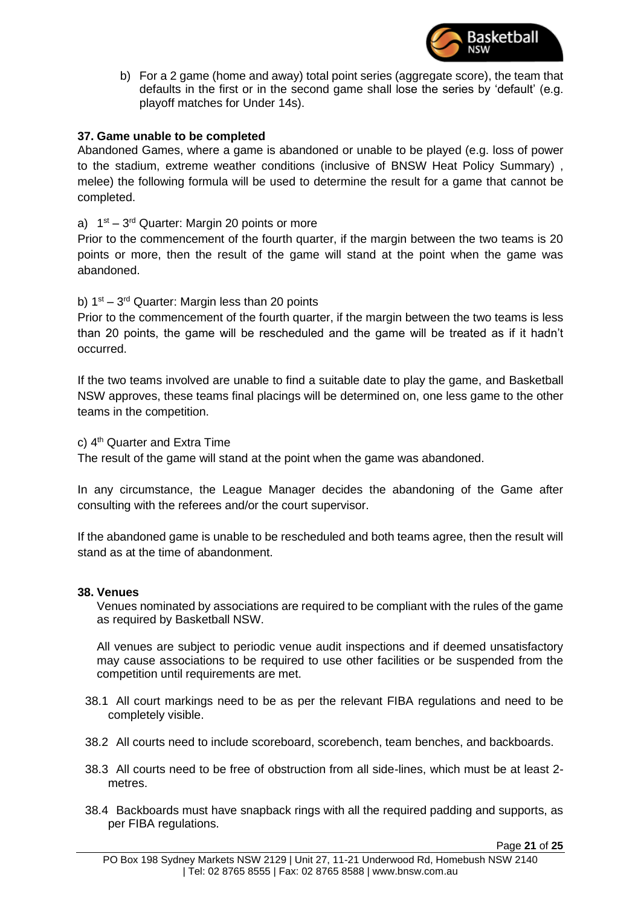b) For a 2 game (home and away) total point series (aggregate score), the team that defaults in the first or in the second game shall lose the series by 'default' (e.g. playoff matches for Under 14s).

**37. Game unable to be completed**

Abandoned Games, where a game is abandoned or unable to be played (e.g. loss of power to the stadium, extreme weather conditions (inclusive of BNSW Heat Policy Summary) , melee) the following formula will be used to determine the result for a game that cannot be completed.

a) 1st – 3rd Quarter: Margin 20 points or more

Prior to the commencement of the fourth quarter, if the margin between the two teams is 20 points or more, then the result of the game will stand at the point when the game was abandoned.

b) 1st – 3rd Quarter: Margin less than 20 points

Prior to the commencement of the fourth quarter, if the margin between the two teams is less than 20 points, the game will be rescheduled and the game will be treated as if it hadn't occurred.

If the two teams involved are unable to find a suitable date to play the game, and Basketball NSW approves, these teams final placings will be determined on, one less game to the other teams in the competition.

c) 4th Quarter and Extra Time

The result of the game will stand at the point when the game was abandoned.

In any circumstance, the League Manager decides the abandoning of the Game after consulting with the referees and/or the court supervisor.

If the abandoned game is unable to be rescheduled and both teams agree, then the result will stand as at the time of abandonment.

**38. Venues**

Venues nominated by associations are required to be compliant with the rules of the game as required by Basketball NSW.

All venues are subject to periodic venue audit inspections and if deemed unsatisfactory may cause associations to be required to use other facilities or be suspended from the competition until requirements are met.

38.1 All court markings need to be as per the relevant FIBA regulations and need to be completely visible.

38.2 All courts need to include scoreboard, scorebench, team benches, and backboards.

38.3 All courts need to be free of obstruction from all side-lines, which must be at least 2-metres.

38.4 Backboards must have snapback rings with all the required padding and supports, as per FIBA regulations.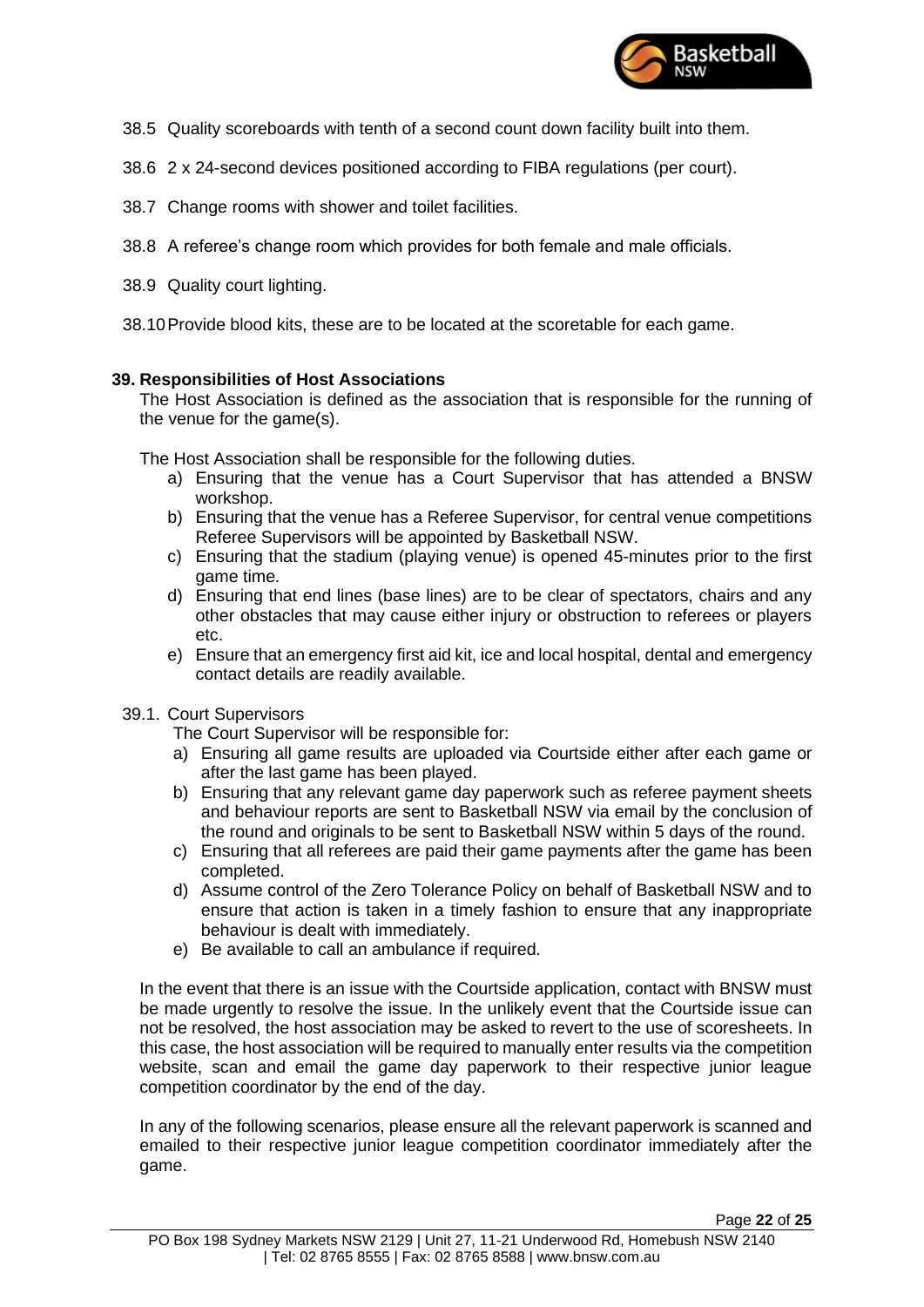38.5 Quality scoreboards with tenth of a second count down facility built into them.

38.6 2 x 24-second devices positioned according to FIBA regulations (per court).

38.7 Change rooms with shower and toilet facilities.

38.8 A referee's change room which provides for both female and male officials.

38.9 Quality court lighting.

38.10 Provide blood kits, these are to be located at the scoretable for each game.

## 39. Responsibilities of Host Associations

The Host Association is defined as the association that is responsible for the running of the venue for the game(s).

The Host Association shall be responsible for the following duties.

a) Ensuring that the venue has a Court Supervisor that has attended a BNSW workshop.
b) Ensuring that the venue has a Referee Supervisor, for central venue competitions Referee Supervisors will be appointed by Basketball NSW.
c) Ensuring that the stadium (playing venue) is opened 45-minutes prior to the first game time.
d) Ensuring that end lines (base lines) are to be clear of spectators, chairs and any other obstacles that may cause either injury or obstruction to referees or players etc.
e) Ensure that an emergency first aid kit, ice and local hospital, dental and emergency contact details are readily available.

39.1. Court Supervisors

The Court Supervisor will be responsible for:

a) Ensuring all game results are uploaded via Courtside either after each game or after the last game has been played.
b) Ensuring that any relevant game day paperwork such as referee payment sheets and behaviour reports are sent to Basketball NSW via email by the conclusion of the round and originals to be sent to Basketball NSW within 5 days of the round.
c) Ensuring that all referees are paid their game payments after the game has been completed.
d) Assume control of the Zero Tolerance Policy on behalf of Basketball NSW and to ensure that action is taken in a timely fashion to ensure that any inappropriate behaviour is dealt with immediately.
e) Be available to call an ambulance if required.

In the event that there is an issue with the Courtside application, contact with BNSW must be made urgently to resolve the issue. In the unlikely event that the Courtside issue can not be resolved, the host association may be asked to revert to the use of scoresheets. In this case, the host association will be required to manually enter results via the competition website, scan and email the game day paperwork to their respective junior league competition coordinator by the end of the day.

In any of the following scenarios, please ensure all the relevant paperwork is scanned and emailed to their respective junior league competition coordinator immediately after the game.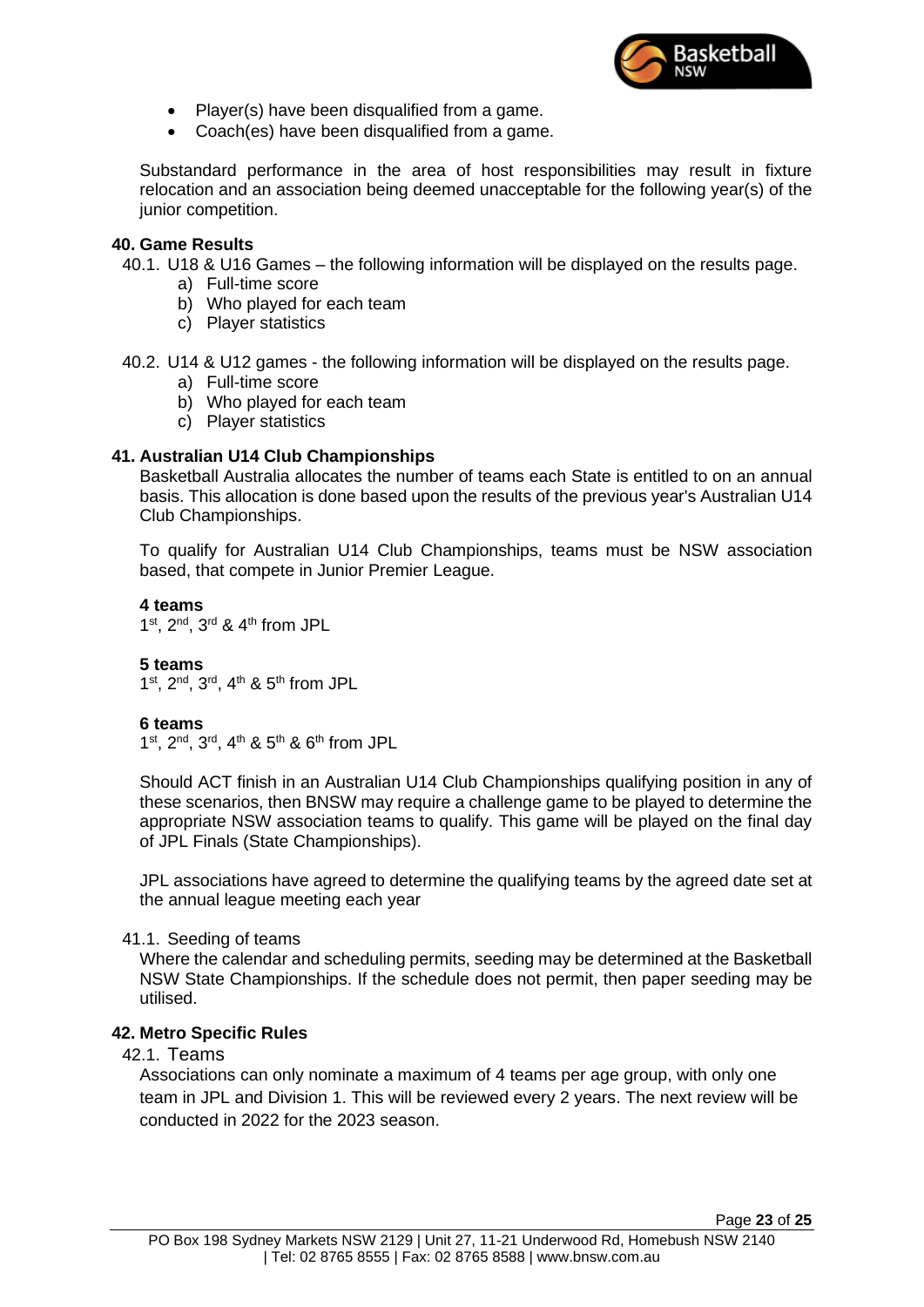- Player(s) have been disqualified from a game.
- Coach(es) have been disqualified from a game.

Substandard performance in the area of host responsibilities may result in fixture relocation and an association being deemed unacceptable for the following year(s) of the junior competition.

### 40. Game Results

40.1. U18 & U16 Games – the following information will be displayed on the results page.

a) Full-time score
b) Who played for each team
c) Player statistics

40.2. U14 & U12 games - the following information will be displayed on the results page.

a) Full-time score
b) Who played for each team
c) Player statistics

### 41. Australian U14 Club Championships

Basketball Australia allocates the number of teams each State is entitled to on an annual basis. This allocation is done based upon the results of the previous year's Australian U14 Club Championships.

To qualify for Australian U14 Club Championships, teams must be NSW association based, that compete in Junior Premier League.

**4 teams**
1st, 2nd, 3rd & 4th from JPL

**5 teams**
1st, 2nd, 3rd, 4th & 5th from JPL

**6 teams**
1st, 2nd, 3rd, 4th & 5th & 6th from JPL

Should ACT finish in an Australian U14 Club Championships qualifying position in any of these scenarios, then BNSW may require a challenge game to be played to determine the appropriate NSW association teams to qualify. This game will be played on the final day of JPL Finals (State Championships).

JPL associations have agreed to determine the qualifying teams by the agreed date set at the annual league meeting each year

41.1. Seeding of teams

Where the calendar and scheduling permits, seeding may be determined at the Basketball NSW State Championships. If the schedule does not permit, then paper seeding may be utilised.

### 42. Metro Specific Rules

42.1. Teams

Associations can only nominate a maximum of 4 teams per age group, with only one team in JPL and Division 1. This will be reviewed every 2 years. The next review will be conducted in 2022 for the 2023 season.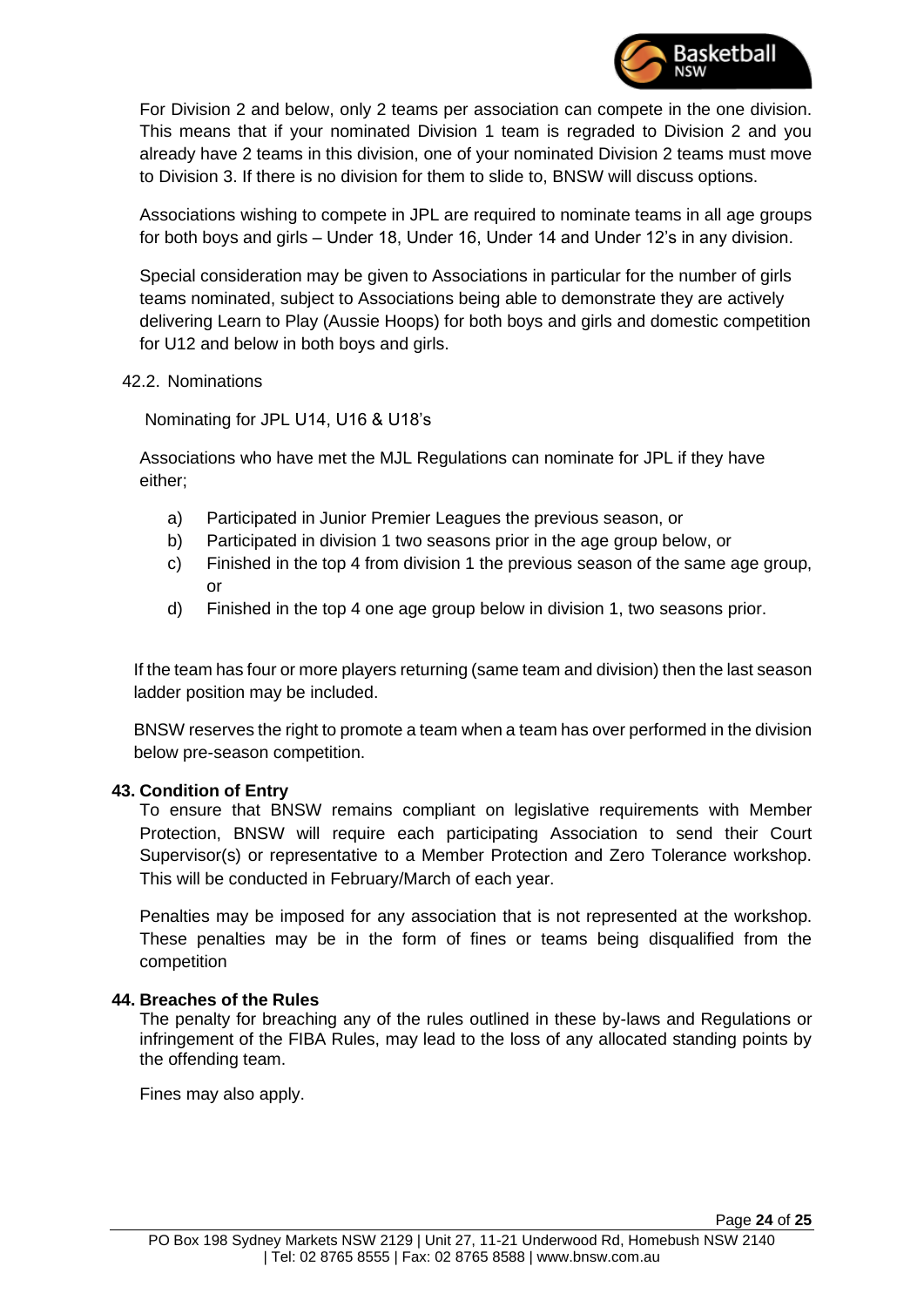For Division 2 and below, only 2 teams per association can compete in the one division. This means that if your nominated Division 1 team is regraded to Division 2 and you already have 2 teams in this division, one of your nominated Division 2 teams must move to Division 3. If there is no division for them to slide to, BNSW will discuss options.

Associations wishing to compete in JPL are required to nominate teams in all age groups for both boys and girls – Under 18, Under 16, Under 14 and Under 12's in any division.

Special consideration may be given to Associations in particular for the number of girls teams nominated, subject to Associations being able to demonstrate they are actively delivering Learn to Play (Aussie Hoops) for both boys and girls and domestic competition for U12 and below in both boys and girls.

42.2. Nominations

Nominating for JPL U14, U16 & U18's

Associations who have met the MJL Regulations can nominate for JPL if they have either;

a) Participated in Junior Premier Leagues the previous season, or
b) Participated in division 1 two seasons prior in the age group below, or
c) Finished in the top 4 from division 1 the previous season of the same age group, or
d) Finished in the top 4 one age group below in division 1, two seasons prior.

If the team has four or more players returning (same team and division) then the last season ladder position may be included.

BNSW reserves the right to promote a team when a team has over performed in the division below pre-season competition.

## 43. Condition of Entry

To ensure that BNSW remains compliant on legislative requirements with Member Protection, BNSW will require each participating Association to send their Court Supervisor(s) or representative to a Member Protection and Zero Tolerance workshop. This will be conducted in February/March of each year.

Penalties may be imposed for any association that is not represented at the workshop. These penalties may be in the form of fines or teams being disqualified from the competition

## 44. Breaches of the Rules

The penalty for breaching any of the rules outlined in these by-laws and Regulations or infringement of the FIBA Rules, may lead to the loss of any allocated standing points by the offending team.

Fines may also apply.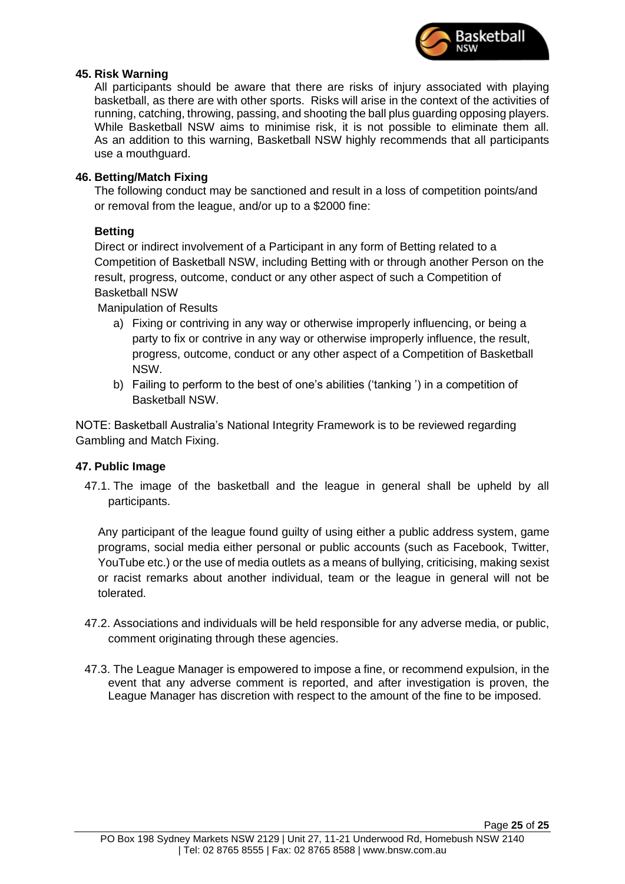**45. Risk Warning**

All participants should be aware that there are risks of injury associated with playing basketball, as there are with other sports. Risks will arise in the context of the activities of running, catching, throwing, passing, and shooting the ball plus guarding opposing players. While Basketball NSW aims to minimise risk, it is not possible to eliminate them all. As an addition to this warning, Basketball NSW highly recommends that all participants use a mouthguard.

**46. Betting/Match Fixing**

The following conduct may be sanctioned and result in a loss of competition points/and or removal from the league, and/or up to a $2000 fine:

**Betting**

Direct or indirect involvement of a Participant in any form of Betting related to a Competition of Basketball NSW, including Betting with or through another Person on the result, progress, outcome, conduct or any other aspect of such a Competition of Basketball NSW

Manipulation of Results

a) Fixing or contriving in any way or otherwise improperly influencing, or being a party to fix or contrive in any way or otherwise improperly influence, the result, progress, outcome, conduct or any other aspect of a Competition of Basketball NSW.
b) Failing to perform to the best of one's abilities ('tanking ') in a competition of Basketball NSW.

NOTE: Basketball Australia's National Integrity Framework is to be reviewed regarding Gambling and Match Fixing.

**47. Public Image**

47.1. The image of the basketball and the league in general shall be upheld by all participants.

Any participant of the league found guilty of using either a public address system, game programs, social media either personal or public accounts (such as Facebook, Twitter, YouTube etc.) or the use of media outlets as a means of bullying, criticising, making sexist or racist remarks about another individual, team or the league in general will not be tolerated.

47.2. Associations and individuals will be held responsible for any adverse media, or public, comment originating through these agencies.

47.3. The League Manager is empowered to impose a fine, or recommend expulsion, in the event that any adverse comment is reported, and after investigation is proven, the League Manager has discretion with respect to the amount of the fine to be imposed.